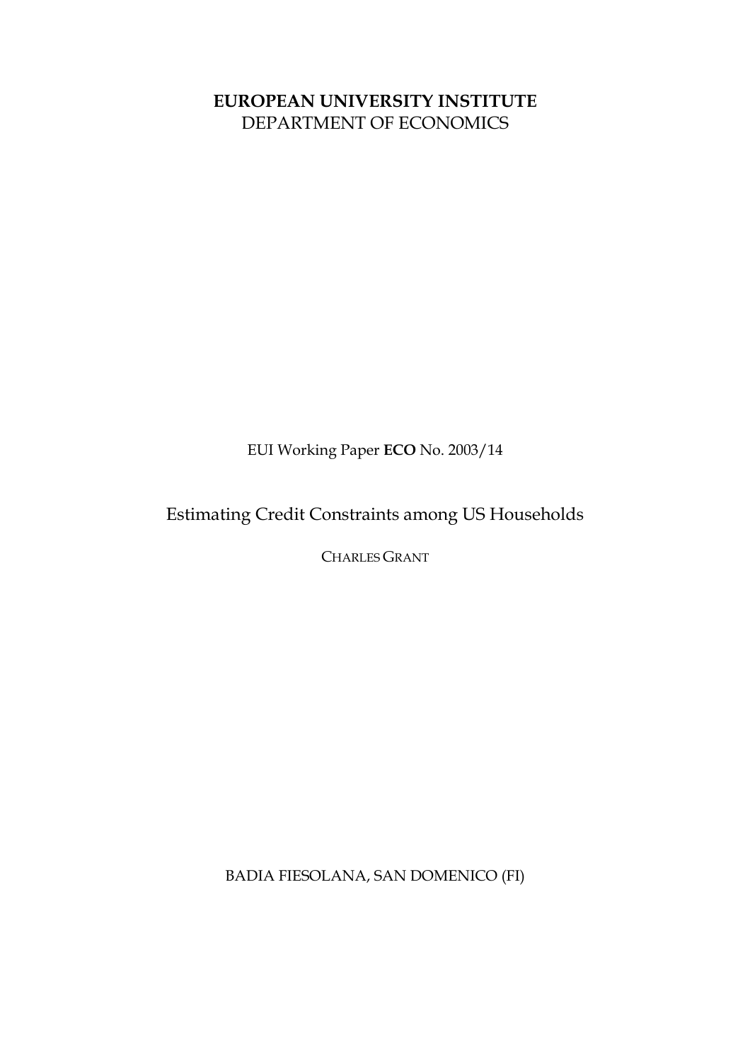**EUROPEAN UNIVERSITY INSTITUTE**
DEPARTMENT OF ECONOMICS

EUI Working Paper **ECO** No. 2003/14

# Estimating Credit Constraints among US Households

CHARLES GRANT

BADIA FIESOLANA, SAN DOMENICO (FI)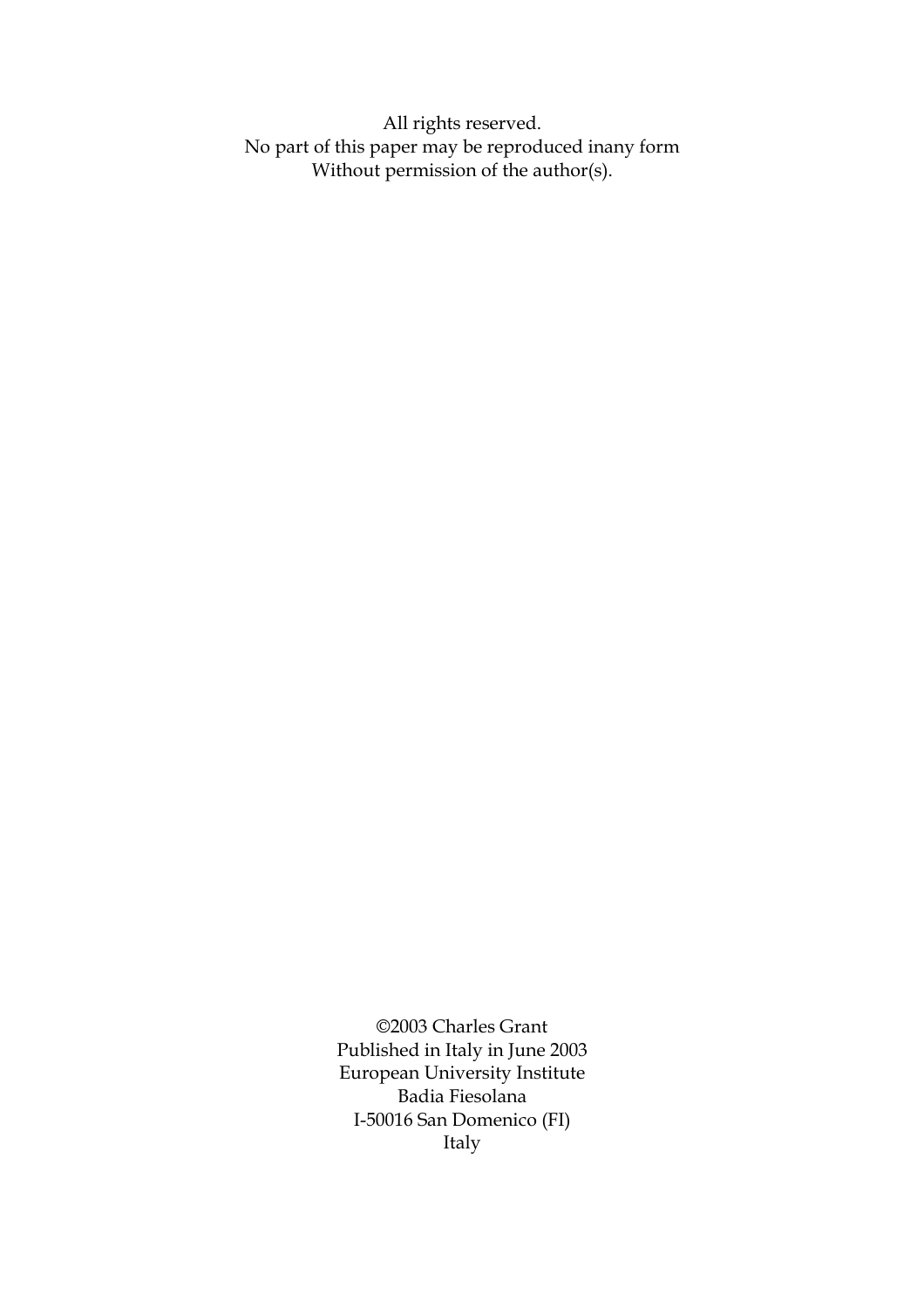All rights reserved.
No part of this paper may be reproduced inany form
Without permission of the author(s).

©2003 Charles Grant
Published in Italy in June 2003
European University Institute
Badia Fiesolana
I-50016 San Domenico (FI)
Italy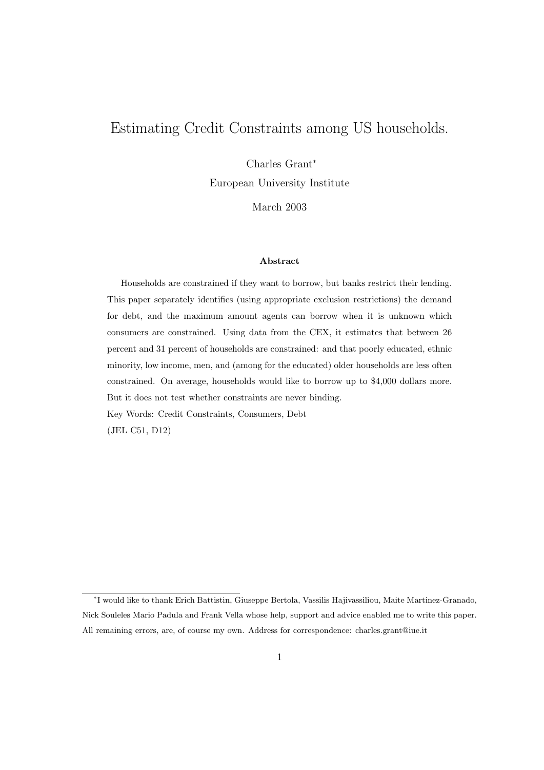# Estimating Credit Constraints among US households.

Charles Grant[*]

European University Institute

March 2003

### Abstract

Households are constrained if they want to borrow, but banks restrict their lending. This paper separately identifies (using appropriate exclusion restrictions) the demand for debt, and the maximum amount agents can borrow when it is unknown which consumers are constrained. Using data from the CEX, it estimates that between 26 percent and 31 percent of households are constrained: and that poorly educated, ethnic minority, low income, men, and (among for the educated) older households are less often constrained. On average, households would like to borrow up to $4,000 dollars more. But it does not test whether constraints are never binding.

Key Words: Credit Constraints, Consumers, Debt

(JEL C51, D12)

---

[*] I would like to thank Erich Battistin, Giuseppe Bertola, Vassilis Hajivassiliou, Maite Martinez-Granado, Nick Souleles Mario Padula and Frank Vella whose help, support and advice enabled me to write this paper. All remaining errors, are, of course my own. Address for correspondence: charles.grant@iue.it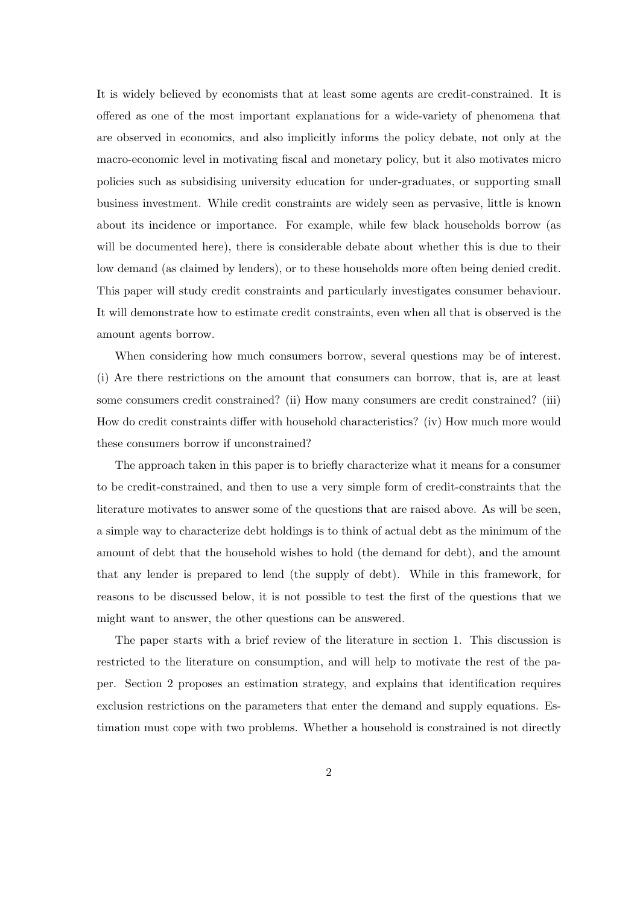It is widely believed by economists that at least some agents are credit-constrained. It is offered as one of the most important explanations for a wide-variety of phenomena that are observed in economics, and also implicitly informs the policy debate, not only at the macro-economic level in motivating fiscal and monetary policy, but it also motivates micro policies such as subsidising university education for under-graduates, or supporting small business investment. While credit constraints are widely seen as pervasive, little is known about its incidence or importance. For example, while few black households borrow (as will be documented here), there is considerable debate about whether this is due to their low demand (as claimed by lenders), or to these households more often being denied credit. This paper will study credit constraints and particularly investigates consumer behaviour. It will demonstrate how to estimate credit constraints, even when all that is observed is the amount agents borrow.

When considering how much consumers borrow, several questions may be of interest. (i) Are there restrictions on the amount that consumers can borrow, that is, are at least some consumers credit constrained? (ii) How many consumers are credit constrained? (iii) How do credit constraints differ with household characteristics? (iv) How much more would these consumers borrow if unconstrained?

The approach taken in this paper is to briefly characterize what it means for a consumer to be credit-constrained, and then to use a very simple form of credit-constraints that the literature motivates to answer some of the questions that are raised above. As will be seen, a simple way to characterize debt holdings is to think of actual debt as the minimum of the amount of debt that the household wishes to hold (the demand for debt), and the amount that any lender is prepared to lend (the supply of debt). While in this framework, for reasons to be discussed below, it is not possible to test the first of the questions that we might want to answer, the other questions can be answered.

The paper starts with a brief review of the literature in section 1. This discussion is restricted to the literature on consumption, and will help to motivate the rest of the paper. Section 2 proposes an estimation strategy, and explains that identification requires exclusion restrictions on the parameters that enter the demand and supply equations. Estimation must cope with two problems. Whether a household is constrained is not directly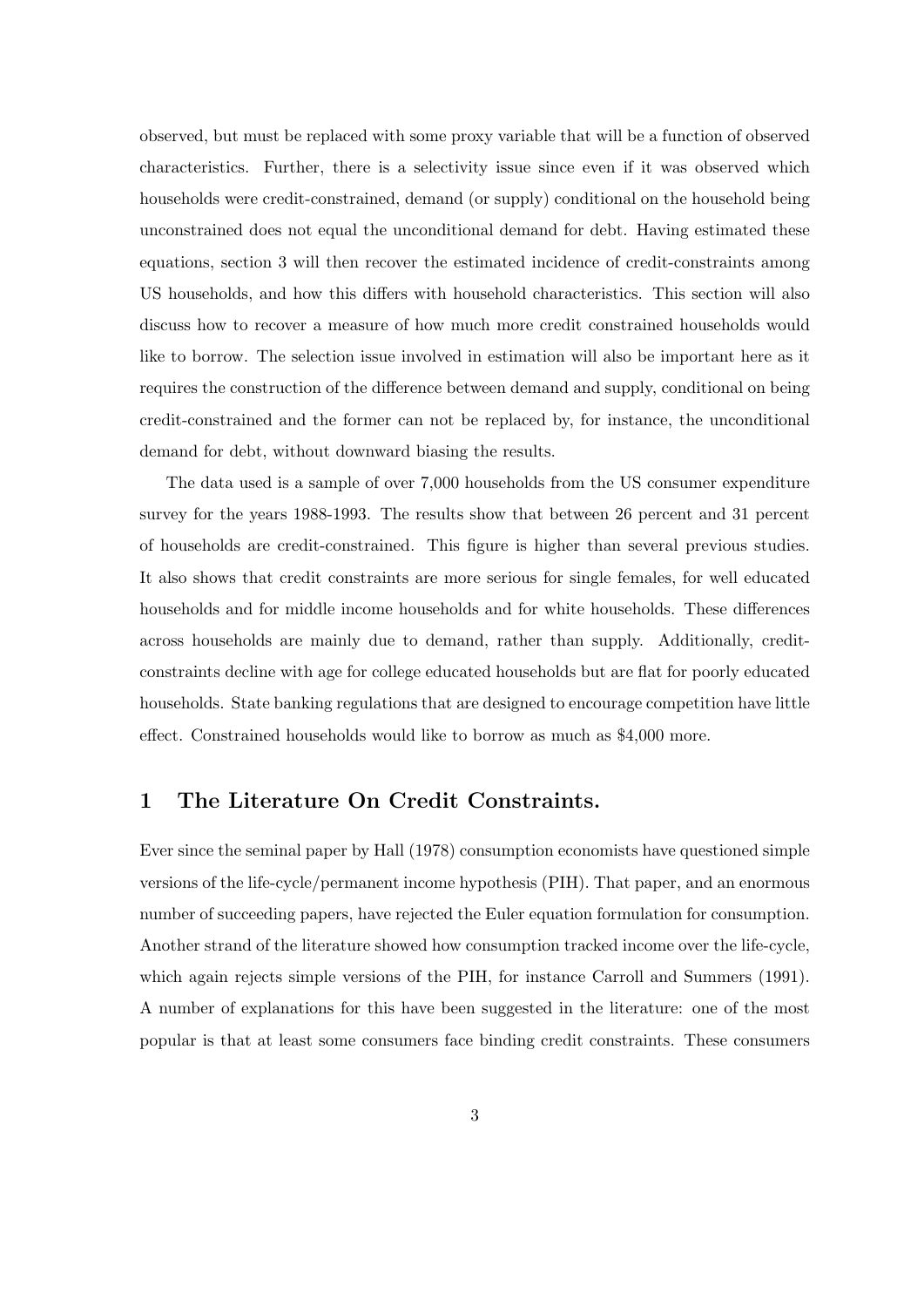observed, but must be replaced with some proxy variable that will be a function of observed characteristics. Further, there is a selectivity issue since even if it was observed which households were credit-constrained, demand (or supply) conditional on the household being unconstrained does not equal the unconditional demand for debt. Having estimated these equations, section 3 will then recover the estimated incidence of credit-constraints among US households, and how this differs with household characteristics. This section will also discuss how to recover a measure of how much more credit constrained households would like to borrow. The selection issue involved in estimation will also be important here as it requires the construction of the difference between demand and supply, conditional on being credit-constrained and the former can not be replaced by, for instance, the unconditional demand for debt, without downward biasing the results.

The data used is a sample of over 7,000 households from the US consumer expenditure survey for the years 1988-1993. The results show that between 26 percent and 31 percent of households are credit-constrained. This figure is higher than several previous studies. It also shows that credit constraints are more serious for single females, for well educated households and for middle income households and for white households. These differences across households are mainly due to demand, rather than supply. Additionally, credit-constraints decline with age for college educated households but are flat for poorly educated households. State banking regulations that are designed to encourage competition have little effect. Constrained households would like to borrow as much as $4,000 more.

# 1 The Literature On Credit Constraints.

Ever since the seminal paper by Hall (1978) consumption economists have questioned simple versions of the life-cycle/permanent income hypothesis (PIH). That paper, and an enormous number of succeeding papers, have rejected the Euler equation formulation for consumption. Another strand of the literature showed how consumption tracked income over the life-cycle, which again rejects simple versions of the PIH, for instance Carroll and Summers (1991). A number of explanations for this have been suggested in the literature: one of the most popular is that at least some consumers face binding credit constraints. These consumers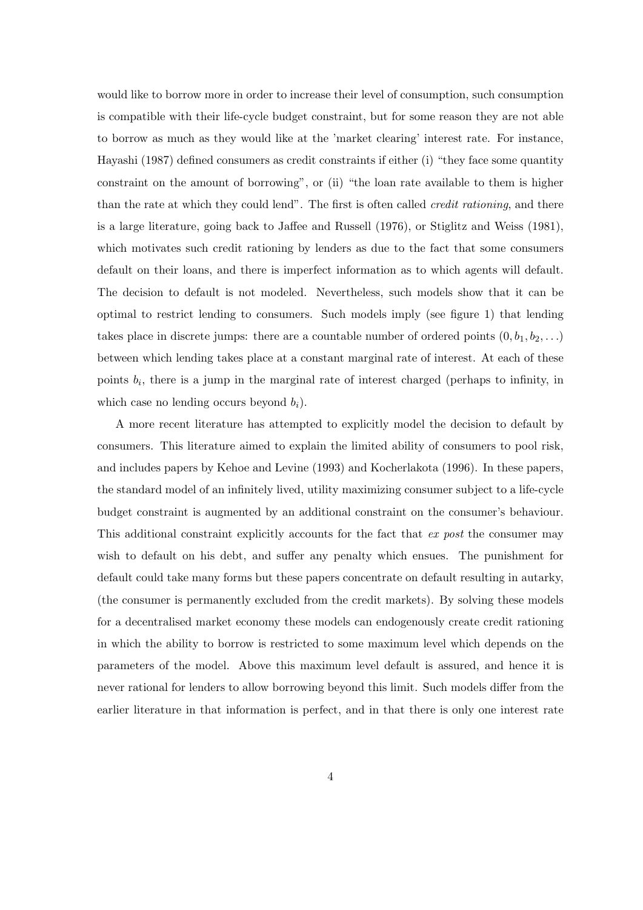would like to borrow more in order to increase their level of consumption, such consumption is compatible with their life-cycle budget constraint, but for some reason they are not able to borrow as much as they would like at the 'market clearing' interest rate. For instance, Hayashi (1987) defined consumers as credit constraints if either (i) "they face some quantity constraint on the amount of borrowing", or (ii) "the loan rate available to them is higher than the rate at which they could lend". The first is often called *credit rationing*, and there is a large literature, going back to Jaffee and Russell (1976), or Stiglitz and Weiss (1981), which motivates such credit rationing by lenders as due to the fact that some consumers default on their loans, and there is imperfect information as to which agents will default. The decision to default is not modeled. Nevertheless, such models show that it can be optimal to restrict lending to consumers. Such models imply (see figure 1) that lending takes place in discrete jumps: there are a countable number of ordered points $(0, b_1, b_2, \ldots)$ between which lending takes place at a constant marginal rate of interest. At each of these points $b_i$, there is a jump in the marginal rate of interest charged (perhaps to infinity, in which case no lending occurs beyond $b_i$).

A more recent literature has attempted to explicitly model the decision to default by consumers. This literature aimed to explain the limited ability of consumers to pool risk, and includes papers by Kehoe and Levine (1993) and Kocherlakota (1996). In these papers, the standard model of an infinitely lived, utility maximizing consumer subject to a life-cycle budget constraint is augmented by an additional constraint on the consumer's behaviour. This additional constraint explicitly accounts for the fact that *ex post* the consumer may wish to default on his debt, and suffer any penalty which ensues. The punishment for default could take many forms but these papers concentrate on default resulting in autarky, (the consumer is permanently excluded from the credit markets). By solving these models for a decentralised market economy these models can endogenously create credit rationing in which the ability to borrow is restricted to some maximum level which depends on the parameters of the model. Above this maximum level default is assured, and hence it is never rational for lenders to allow borrowing beyond this limit. Such models differ from the earlier literature in that information is perfect, and in that there is only one interest rate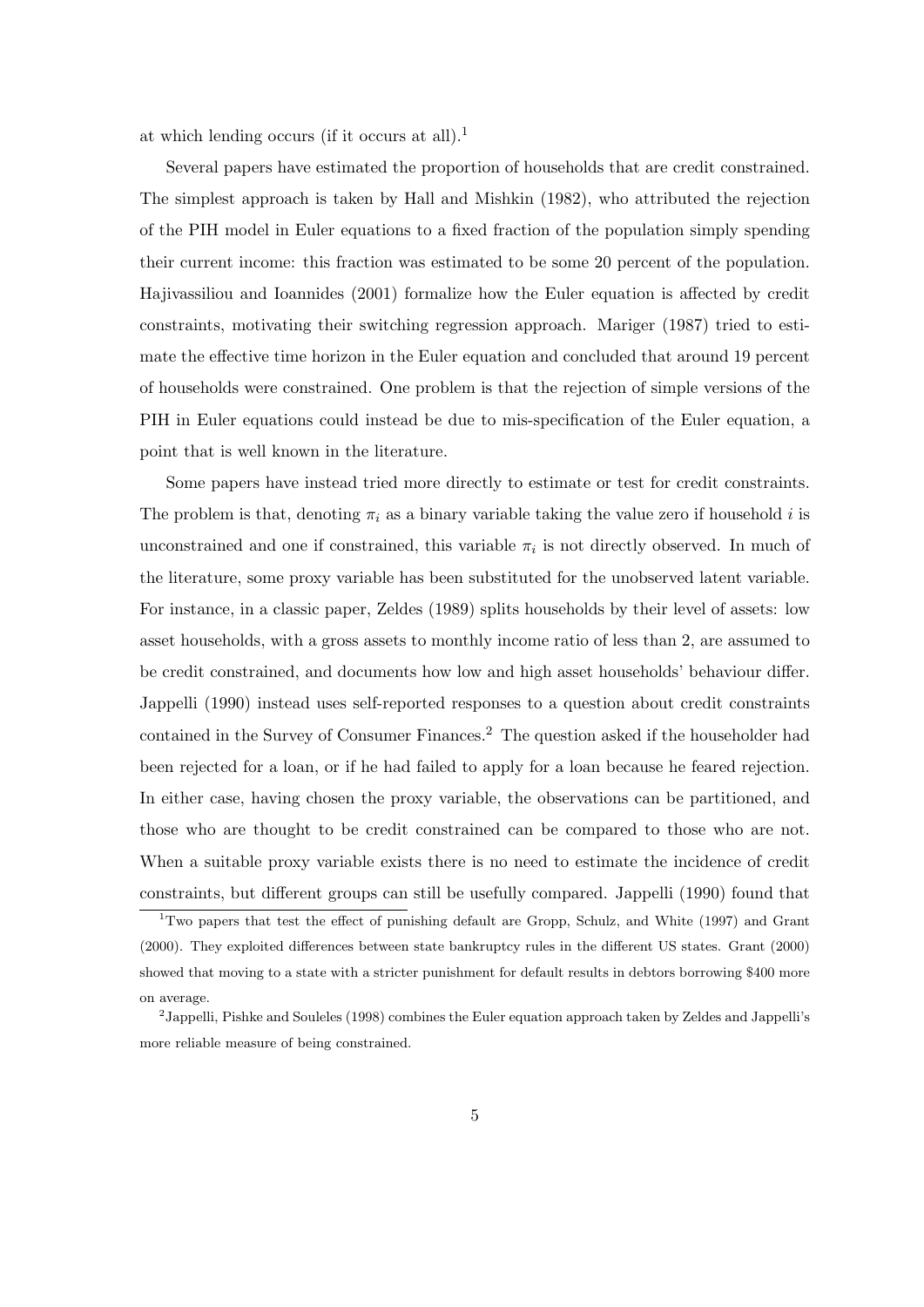at which lending occurs (if it occurs at all).[1]

Several papers have estimated the proportion of households that are credit constrained. The simplest approach is taken by Hall and Mishkin (1982), who attributed the rejection of the PIH model in Euler equations to a fixed fraction of the population simply spending their current income: this fraction was estimated to be some 20 percent of the population. Hajivassiliou and Ioannides (2001) formalize how the Euler equation is affected by credit constraints, motivating their switching regression approach. Mariger (1987) tried to estimate the effective time horizon in the Euler equation and concluded that around 19 percent of households were constrained. One problem is that the rejection of simple versions of the PIH in Euler equations could instead be due to mis-specification of the Euler equation, a point that is well known in the literature.

Some papers have instead tried more directly to estimate or test for credit constraints. The problem is that, denoting $\pi_i$ as a binary variable taking the value zero if household $i$ is unconstrained and one if constrained, this variable $\pi_i$ is not directly observed. In much of the literature, some proxy variable has been substituted for the unobserved latent variable. For instance, in a classic paper, Zeldes (1989) splits households by their level of assets: low asset households, with a gross assets to monthly income ratio of less than 2, are assumed to be credit constrained, and documents how low and high asset households' behaviour differ. Jappelli (1990) instead uses self-reported responses to a question about credit constraints contained in the Survey of Consumer Finances.[2] The question asked if the householder had been rejected for a loan, or if he had failed to apply for a loan because he feared rejection. In either case, having chosen the proxy variable, the observations can be partitioned, and those who are thought to be credit constrained can be compared to those who are not. When a suitable proxy variable exists there is no need to estimate the incidence of credit constraints, but different groups can still be usefully compared. Jappelli (1990) found that

[1] Two papers that test the effect of punishing default are Gropp, Schulz, and White (1997) and Grant (2000). They exploited differences between state bankruptcy rules in the different US states. Grant (2000) showed that moving to a state with a stricter punishment for default results in debtors borrowing \$400 more on average.

[2] Jappelli, Pishke and Souleles (1998) combines the Euler equation approach taken by Zeldes and Jappelli's more reliable measure of being constrained.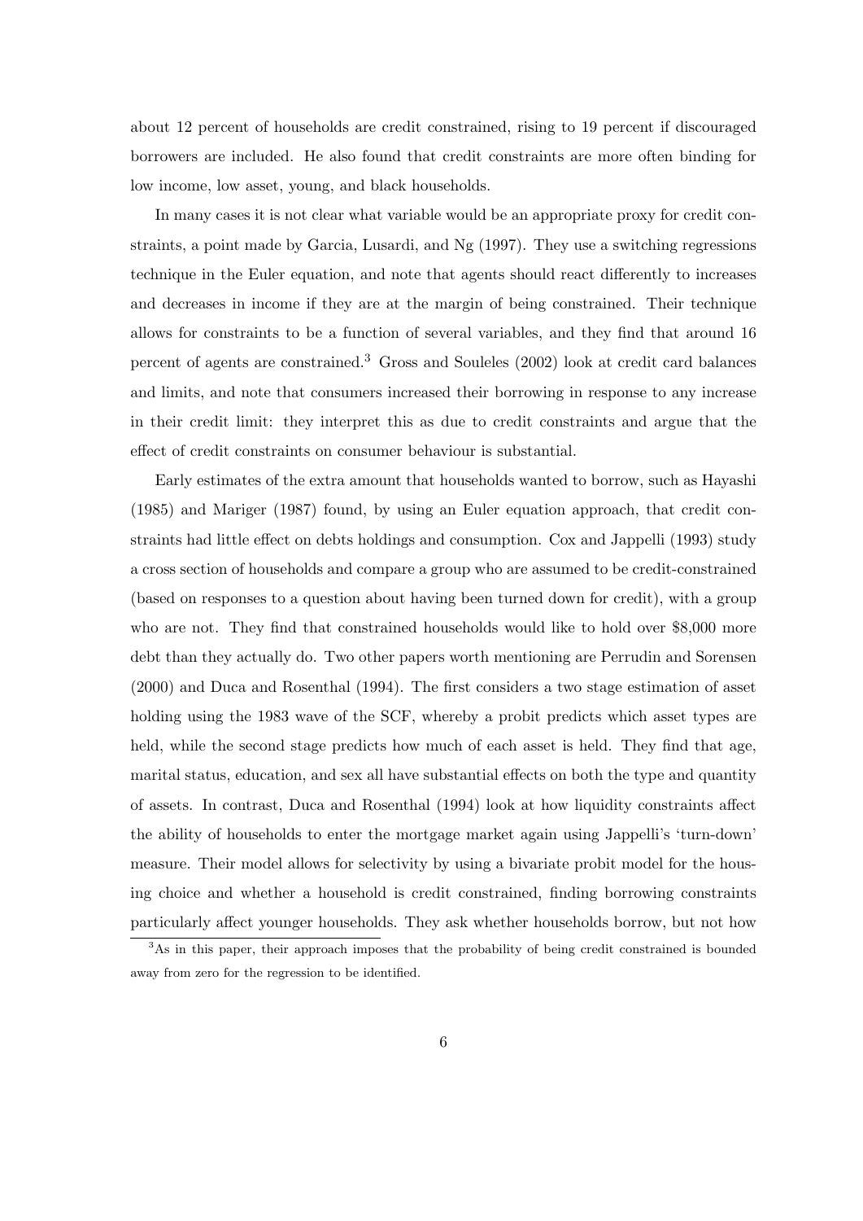about 12 percent of households are credit constrained, rising to 19 percent if discouraged borrowers are included. He also found that credit constraints are more often binding for low income, low asset, young, and black households.

In many cases it is not clear what variable would be an appropriate proxy for credit constraints, a point made by Garcia, Lusardi, and Ng (1997). They use a switching regressions technique in the Euler equation, and note that agents should react differently to increases and decreases in income if they are at the margin of being constrained. Their technique allows for constraints to be a function of several variables, and they find that around 16 percent of agents are constrained.[3] Gross and Souleles (2002) look at credit card balances and limits, and note that consumers increased their borrowing in response to any increase in their credit limit: they interpret this as due to credit constraints and argue that the effect of credit constraints on consumer behaviour is substantial.

Early estimates of the extra amount that households wanted to borrow, such as Hayashi (1985) and Mariger (1987) found, by using an Euler equation approach, that credit constraints had little effect on debts holdings and consumption. Cox and Jappelli (1993) study a cross section of households and compare a group who are assumed to be credit-constrained (based on responses to a question about having been turned down for credit), with a group who are not. They find that constrained households would like to hold over $8,000 more debt than they actually do. Two other papers worth mentioning are Perrudin and Sorensen (2000) and Duca and Rosenthal (1994). The first considers a two stage estimation of asset holding using the 1983 wave of the SCF, whereby a probit predicts which asset types are held, while the second stage predicts how much of each asset is held. They find that age, marital status, education, and sex all have substantial effects on both the type and quantity of assets. In contrast, Duca and Rosenthal (1994) look at how liquidity constraints affect the ability of households to enter the mortgage market again using Jappelli's 'turn-down' measure. Their model allows for selectivity by using a bivariate probit model for the housing choice and whether a household is credit constrained, finding borrowing constraints particularly affect younger households. They ask whether households borrow, but not how

[3] As in this paper, their approach imposes that the probability of being credit constrained is bounded away from zero for the regression to be identified.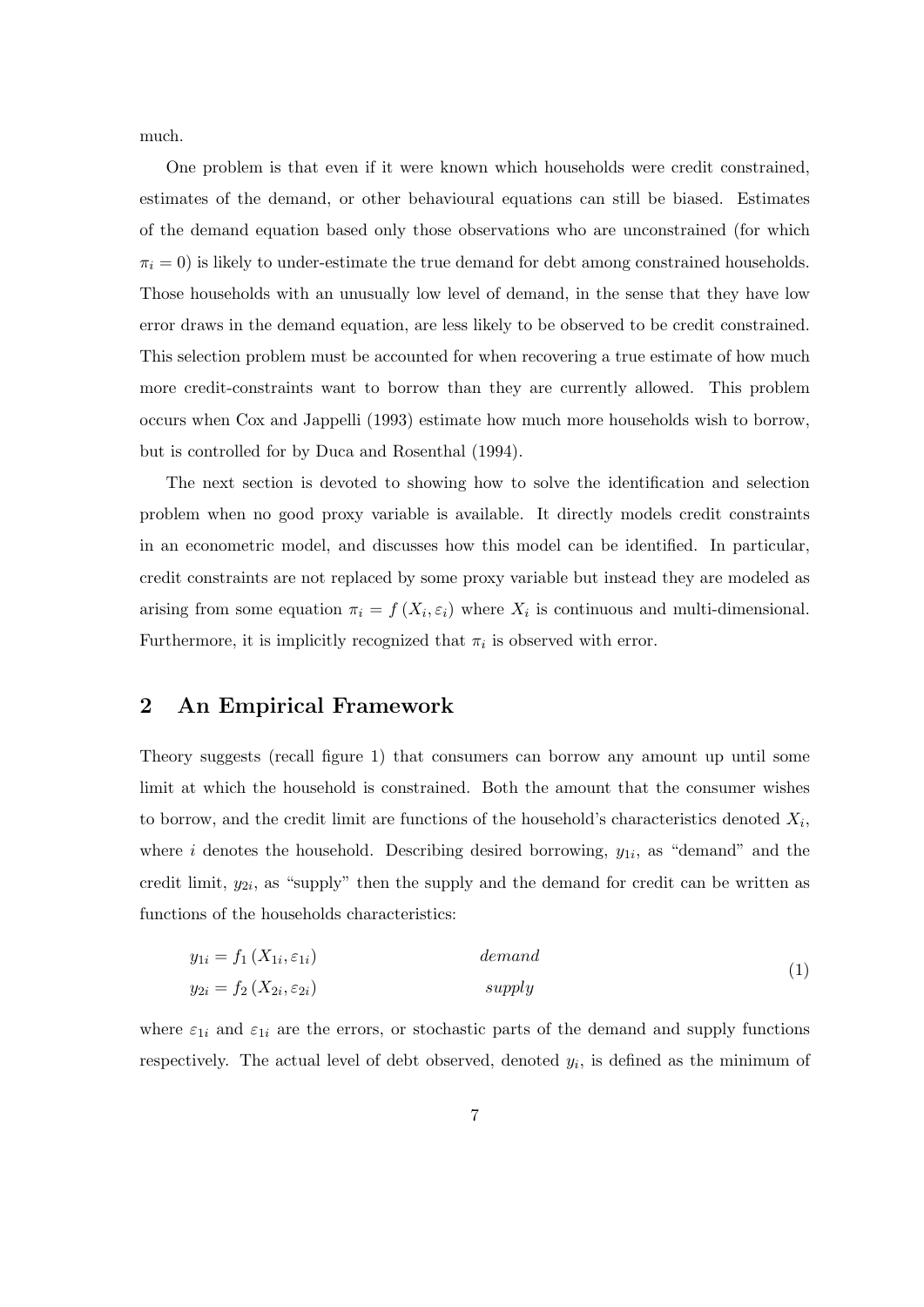much.

One problem is that even if it were known which households were credit constrained, estimates of the demand, or other behavioural equations can still be biased. Estimates of the demand equation based only those observations who are unconstrained (for which $\pi_i = 0$) is likely to under-estimate the true demand for debt among constrained households. Those households with an unusually low level of demand, in the sense that they have low error draws in the demand equation, are less likely to be observed to be credit constrained. This selection problem must be accounted for when recovering a true estimate of how much more credit-constraints want to borrow than they are currently allowed. This problem occurs when Cox and Jappelli (1993) estimate how much more households wish to borrow, but is controlled for by Duca and Rosenthal (1994).

The next section is devoted to showing how to solve the identification and selection problem when no good proxy variable is available. It directly models credit constraints in an econometric model, and discusses how this model can be identified. In particular, credit constraints are not replaced by some proxy variable but instead they are modeled as arising from some equation $\pi_i = f(X_i, \varepsilon_i)$ where $X_i$ is continuous and multi-dimensional. Furthermore, it is implicitly recognized that $\pi_i$ is observed with error.

## 2 An Empirical Framework

Theory suggests (recall figure 1) that consumers can borrow any amount up until some limit at which the household is constrained. Both the amount that the consumer wishes to borrow, and the credit limit are functions of the household's characteristics denoted $X_i$, where $i$ denotes the household. Describing desired borrowing, $y_{1i}$, as "demand" and the credit limit, $y_{2i}$, as "supply" then the supply and the demand for credit can be written as functions of the households characteristics:

$$
\begin{aligned}
y_{1i} &= f_1(X_{1i}, \varepsilon_{1i}) \qquad\qquad & demand \\
y_{2i} &= f_2(X_{2i}, \varepsilon_{2i}) \qquad\qquad & supply
\end{aligned}
\tag{1}
$$

where $\varepsilon_{1i}$ and $\varepsilon_{1i}$ are the errors, or stochastic parts of the demand and supply functions respectively. The actual level of debt observed, denoted $y_i$, is defined as the minimum of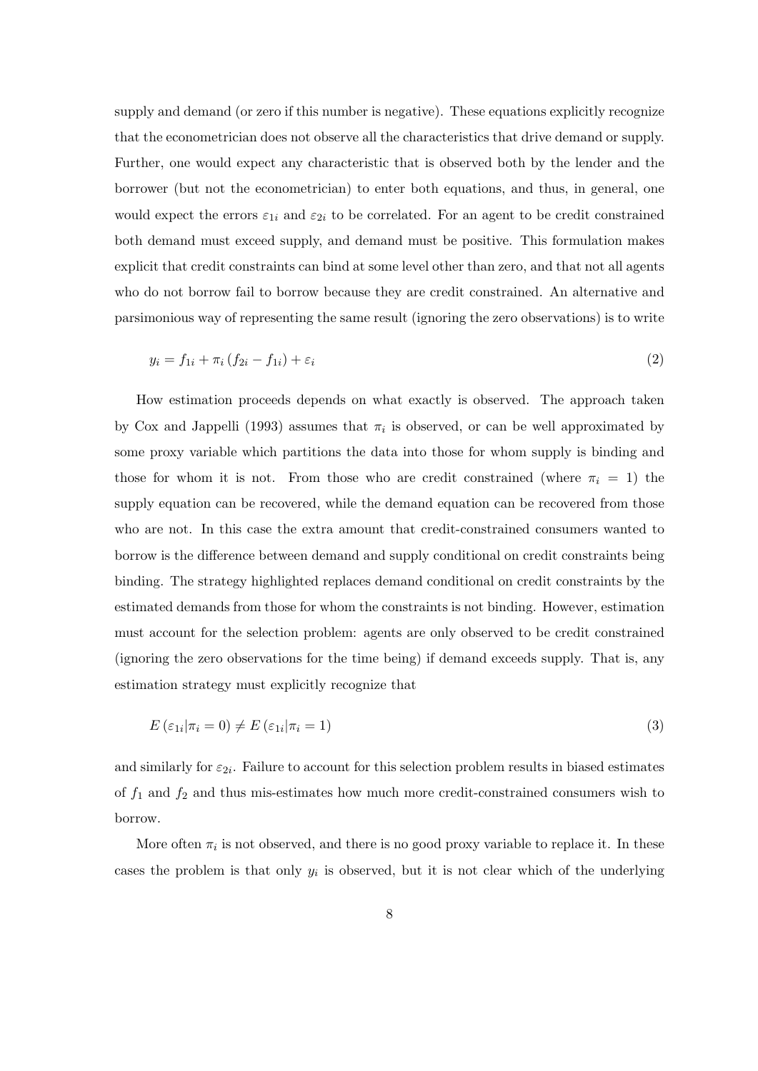supply and demand (or zero if this number is negative). These equations explicitly recognize that the econometrician does not observe all the characteristics that drive demand or supply. Further, one would expect any characteristic that is observed both by the lender and the borrower (but not the econometrician) to enter both equations, and thus, in general, one would expect the errors $\varepsilon_{1i}$ and $\varepsilon_{2i}$ to be correlated. For an agent to be credit constrained both demand must exceed supply, and demand must be positive. This formulation makes explicit that credit constraints can bind at some level other than zero, and that not all agents who do not borrow fail to borrow because they are credit constrained. An alternative and parsimonious way of representing the same result (ignoring the zero observations) is to write

$$y_i = f_{1i} + \pi_i \left(f_{2i} - f_{1i}\right) + \varepsilon_i \tag{2}$$

How estimation proceeds depends on what exactly is observed. The approach taken by Cox and Jappelli (1993) assumes that $\pi_i$ is observed, or can be well approximated by some proxy variable which partitions the data into those for whom supply is binding and those for whom it is not. From those who are credit constrained (where $\pi_i = 1$) the supply equation can be recovered, while the demand equation can be recovered from those who are not. In this case the extra amount that credit-constrained consumers wanted to borrow is the difference between demand and supply conditional on credit constraints being binding. The strategy highlighted replaces demand conditional on credit constraints by the estimated demands from those for whom the constraints is not binding. However, estimation must account for the selection problem: agents are only observed to be credit constrained (ignoring the zero observations for the time being) if demand exceeds supply. That is, any estimation strategy must explicitly recognize that

$$E\left(\varepsilon_{1i} | \pi_i = 0\right) \neq E\left(\varepsilon_{1i} | \pi_i = 1\right) \tag{3}$$

and similarly for $\varepsilon_{2i}$. Failure to account for this selection problem results in biased estimates of $f_1$ and $f_2$ and thus mis-estimates how much more credit-constrained consumers wish to borrow.

More often $\pi_i$ is not observed, and there is no good proxy variable to replace it. In these cases the problem is that only $y_i$ is observed, but it is not clear which of the underlying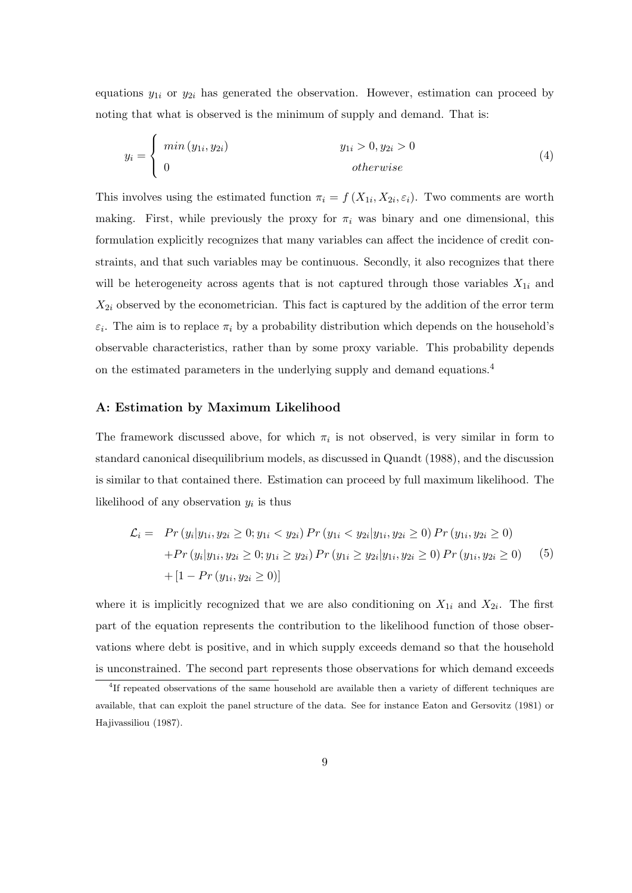equations $y_{1i}$ or $y_{2i}$ has generated the observation. However, estimation can proceed by noting that what is observed is the minimum of supply and demand. That is:

$$
y_i = \begin{cases} min\left(y_{1i}, y_{2i}\right) & y_{1i} > 0, y_{2i} > 0 \\ 0 & otherwise \end{cases} \tag{4}
$$

This involves using the estimated function $\pi_i = f\left(X_{1i}, X_{2i}, \varepsilon_i\right)$. Two comments are worth making. First, while previously the proxy for $\pi_i$ was binary and one dimensional, this formulation explicitly recognizes that many variables can affect the incidence of credit constraints, and that such variables may be continuous. Secondly, it also recognizes that there will be heterogeneity across agents that is not captured through those variables $X_{1i}$ and $X_{2i}$ observed by the econometrician. This fact is captured by the addition of the error term $\varepsilon_i$. The aim is to replace $\pi_i$ by a probability distribution which depends on the household's observable characteristics, rather than by some proxy variable. This probability depends on the estimated parameters in the underlying supply and demand equations.[4]

### A: Estimation by Maximum Likelihood

The framework discussed above, for which $\pi_i$ is not observed, is very similar in form to standard canonical disequilibrium models, as discussed in Quandt (1988), and the discussion is similar to that contained there. Estimation can proceed by full maximum likelihood. The likelihood of any observation $y_i$ is thus

$$
\begin{aligned}
\mathcal{L}_i = \; & Pr\left(y_i | y_{1i}, y_{2i} \geq 0; y_{1i} < y_{2i}\right) Pr\left(y_{1i} < y_{2i} | y_{1i}, y_{2i} \geq 0\right) Pr\left(y_{1i}, y_{2i} \geq 0\right) \\
& + Pr\left(y_i | y_{1i}, y_{2i} \geq 0; y_{1i} \geq y_{2i}\right) Pr\left(y_{1i} \geq y_{2i} | y_{1i}, y_{2i} \geq 0\right) Pr\left(y_{1i}, y_{2i} \geq 0\right) \\
& + \left[1 - Pr\left(y_{1i}, y_{2i} \geq 0\right)\right]
\end{aligned} \tag{5}
$$

where it is implicitly recognized that we are also conditioning on $X_{1i}$ and $X_{2i}$. The first part of the equation represents the contribution to the likelihood function of those observations where debt is positive, and in which supply exceeds demand so that the household is unconstrained. The second part represents those observations for which demand exceeds

[4] If repeated observations of the same household are available then a variety of different techniques are available, that can exploit the panel structure of the data. See for instance Eaton and Gersovitz (1981) or Hajivassiliou (1987).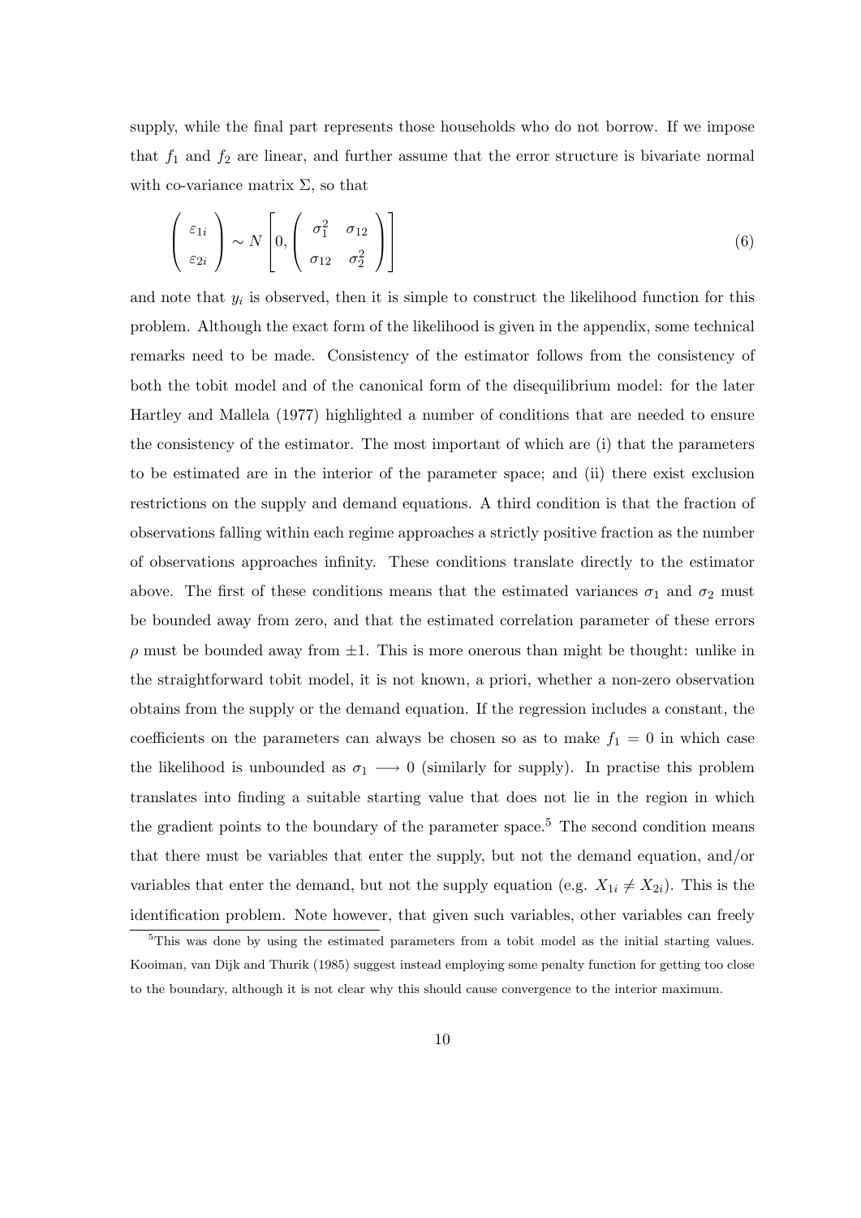supply, while the final part represents those households who do not borrow. If we impose that $f_1$ and $f_2$ are linear, and further assume that the error structure is bivariate normal with co-variance matrix $\Sigma$, so that

$$
\begin{pmatrix} \varepsilon_{1i} \\ \varepsilon_{2i} \end{pmatrix} \sim N \left[ 0, \begin{pmatrix} \sigma_1^2 & \sigma_{12} \\ \sigma_{12} & \sigma_2^2 \end{pmatrix} \right] \tag{6}
$$

and note that $y_i$ is observed, then it is simple to construct the likelihood function for this problem. Although the exact form of the likelihood is given in the appendix, some technical remarks need to be made. Consistency of the estimator follows from the consistency of both the tobit model and of the canonical form of the disequilibrium model: for the later Hartley and Mallela (1977) highlighted a number of conditions that are needed to ensure the consistency of the estimator. The most important of which are (i) that the parameters to be estimated are in the interior of the parameter space; and (ii) there exist exclusion restrictions on the supply and demand equations. A third condition is that the fraction of observations falling within each regime approaches a strictly positive fraction as the number of observations approaches infinity. These conditions translate directly to the estimator above. The first of these conditions means that the estimated variances $\sigma_1$ and $\sigma_2$ must be bounded away from zero, and that the estimated correlation parameter of these errors $\rho$ must be bounded away from $\pm 1$. This is more onerous than might be thought: unlike in the straightforward tobit model, it is not known, a priori, whether a non-zero observation obtains from the supply or the demand equation. If the regression includes a constant, the coefficients on the parameters can always be chosen so as to make $f_1 = 0$ in which case the likelihood is unbounded as $\sigma_1 \longrightarrow 0$ (similarly for supply). In practise this problem translates into finding a suitable starting value that does not lie in the region in which the gradient points to the boundary of the parameter space.[5] The second condition means that there must be variables that enter the supply, but not the demand equation, and/or variables that enter the demand, but not the supply equation (e.g. $X_{1i} \neq X_{2i}$). This is the identification problem. Note however, that given such variables, other variables can freely

[5] This was done by using the estimated parameters from a tobit model as the initial starting values. Kooiman, van Dijk and Thurik (1985) suggest instead employing some penalty function for getting too close to the boundary, although it is not clear why this should cause convergence to the interior maximum.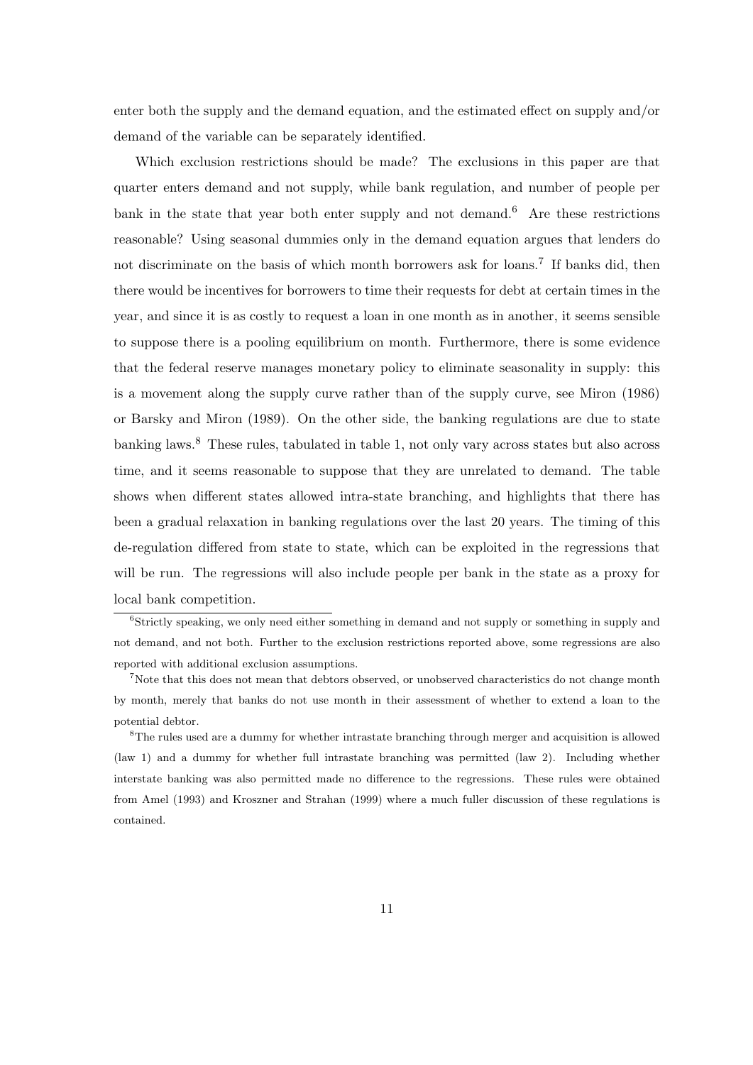enter both the supply and the demand equation, and the estimated effect on supply and/or demand of the variable can be separately identified.

Which exclusion restrictions should be made? The exclusions in this paper are that quarter enters demand and not supply, while bank regulation, and number of people per bank in the state that year both enter supply and not demand.[6] Are these restrictions reasonable? Using seasonal dummies only in the demand equation argues that lenders do not discriminate on the basis of which month borrowers ask for loans.[7] If banks did, then there would be incentives for borrowers to time their requests for debt at certain times in the year, and since it is as costly to request a loan in one month as in another, it seems sensible to suppose there is a pooling equilibrium on month. Furthermore, there is some evidence that the federal reserve manages monetary policy to eliminate seasonality in supply: this is a movement along the supply curve rather than of the supply curve, see Miron (1986) or Barsky and Miron (1989). On the other side, the banking regulations are due to state banking laws.[8] These rules, tabulated in table 1, not only vary across states but also across time, and it seems reasonable to suppose that they are unrelated to demand. The table shows when different states allowed intra-state branching, and highlights that there has been a gradual relaxation in banking regulations over the last 20 years. The timing of this de-regulation differed from state to state, which can be exploited in the regressions that will be run. The regressions will also include people per bank in the state as a proxy for local bank competition.

[6]Strictly speaking, we only need either something in demand and not supply or something in supply and not demand, and not both. Further to the exclusion restrictions reported above, some regressions are also reported with additional exclusion assumptions.

[7]Note that this does not mean that debtors observed, or unobserved characteristics do not change month by month, merely that banks do not use month in their assessment of whether to extend a loan to the potential debtor.

[8]The rules used are a dummy for whether intrastate branching through merger and acquisition is allowed (law 1) and a dummy for whether full intrastate branching was permitted (law 2). Including whether interstate banking was also permitted made no difference to the regressions. These rules were obtained from Amel (1993) and Kroszner and Strahan (1999) where a much fuller discussion of these regulations is contained.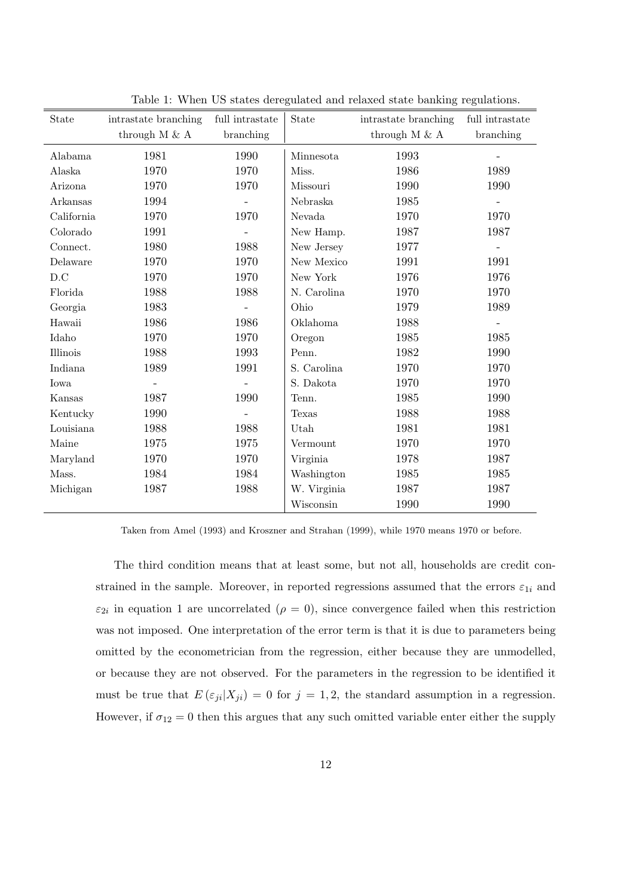Table 1: When US states deregulated and relaxed state banking regulations.

| State | intrastate branching through M & A | full intrastate branching | State | intrastate branching through M & A | full intrastate branching |
|---|---|---|---|---|---|
| Alabama | 1981 | 1990 | Minnesota | 1993 | - |
| Alaska | 1970 | 1970 | Miss. | 1986 | 1989 |
| Arizona | 1970 | 1970 | Missouri | 1990 | 1990 |
| Arkansas | 1994 | - | Nebraska | 1985 | - |
| California | 1970 | 1970 | Nevada | 1970 | 1970 |
| Colorado | 1991 | - | New Hamp. | 1987 | 1987 |
| Connect. | 1980 | 1988 | New Jersey | 1977 | - |
| Delaware | 1970 | 1970 | New Mexico | 1991 | 1991 |
| D.C | 1970 | 1970 | New York | 1976 | 1976 |
| Florida | 1988 | 1988 | N. Carolina | 1970 | 1970 |
| Georgia | 1983 | - | Ohio | 1979 | 1989 |
| Hawaii | 1986 | 1986 | Oklahoma | 1988 | - |
| Idaho | 1970 | 1970 | Oregon | 1985 | 1985 |
| Illinois | 1988 | 1993 | Penn. | 1982 | 1990 |
| Indiana | 1989 | 1991 | S. Carolina | 1970 | 1970 |
| Iowa | - | - | S. Dakota | 1970 | 1970 |
| Kansas | 1987 | 1990 | Tenn. | 1985 | 1990 |
| Kentucky | 1990 | - | Texas | 1988 | 1988 |
| Louisiana | 1988 | 1988 | Utah | 1981 | 1981 |
| Maine | 1975 | 1975 | Vermount | 1970 | 1970 |
| Maryland | 1970 | 1970 | Virginia | 1978 | 1987 |
| Mass. | 1984 | 1984 | Washington | 1985 | 1985 |
| Michigan | 1987 | 1988 | W. Virginia | 1987 | 1987 |
| | | | Wisconsin | 1990 | 1990 |

Taken from Amel (1993) and Kroszner and Strahan (1999), while 1970 means 1970 or before.

The third condition means that at least some, but not all, households are credit constrained in the sample. Moreover, in reported regressions assumed that the errors $\varepsilon_{1i}$ and $\varepsilon_{2i}$ in equation 1 are uncorrelated ($\rho = 0$), since convergence failed when this restriction was not imposed. One interpretation of the error term is that it is due to parameters being omitted by the econometrician from the regression, either because they are unmodelled, or because they are not observed. For the parameters in the regression to be identified it must be true that $E(\varepsilon_{ji}|X_{ji}) = 0$ for $j = 1, 2$, the standard assumption in a regression. However, if $\sigma_{12} = 0$ then this argues that any such omitted variable enter either the supply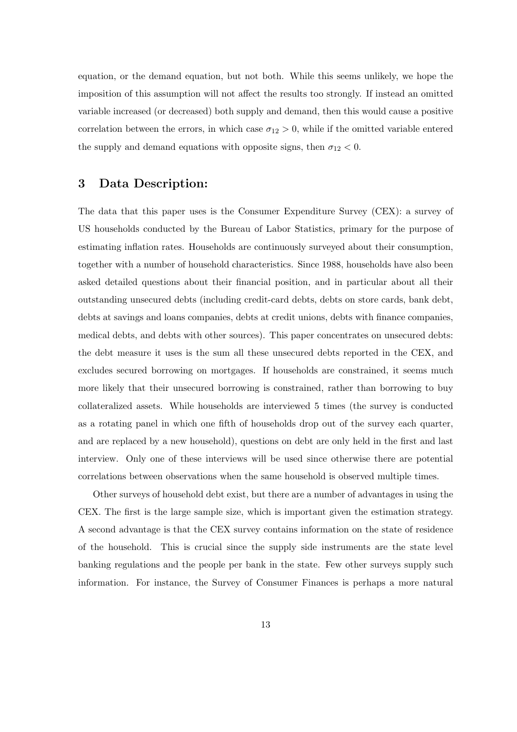equation, or the demand equation, but not both. While this seems unlikely, we hope the imposition of this assumption will not affect the results too strongly. If instead an omitted variable increased (or decreased) both supply and demand, then this would cause a positive correlation between the errors, in which case $\sigma_{12} > 0$, while if the omitted variable entered the supply and demand equations with opposite signs, then $\sigma_{12} < 0$.

## 3 Data Description:

The data that this paper uses is the Consumer Expenditure Survey (CEX): a survey of US households conducted by the Bureau of Labor Statistics, primary for the purpose of estimating inflation rates. Households are continuously surveyed about their consumption, together with a number of household characteristics. Since 1988, households have also been asked detailed questions about their financial position, and in particular about all their outstanding unsecured debts (including credit-card debts, debts on store cards, bank debt, debts at savings and loans companies, debts at credit unions, debts with finance companies, medical debts, and debts with other sources). This paper concentrates on unsecured debts: the debt measure it uses is the sum all these unsecured debts reported in the CEX, and excludes secured borrowing on mortgages. If households are constrained, it seems much more likely that their unsecured borrowing is constrained, rather than borrowing to buy collateralized assets. While households are interviewed 5 times (the survey is conducted as a rotating panel in which one fifth of households drop out of the survey each quarter, and are replaced by a new household), questions on debt are only held in the first and last interview. Only one of these interviews will be used since otherwise there are potential correlations between observations when the same household is observed multiple times.

Other surveys of household debt exist, but there are a number of advantages in using the CEX. The first is the large sample size, which is important given the estimation strategy. A second advantage is that the CEX survey contains information on the state of residence of the household. This is crucial since the supply side instruments are the state level banking regulations and the people per bank in the state. Few other surveys supply such information. For instance, the Survey of Consumer Finances is perhaps a more natural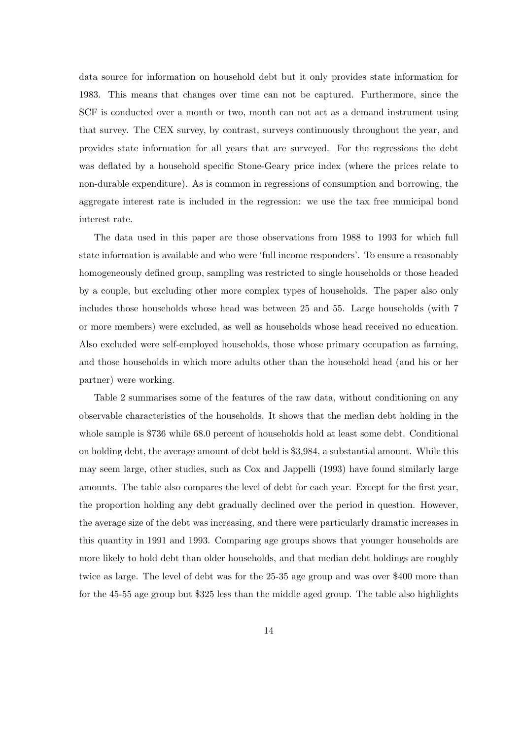data source for information on household debt but it only provides state information for 1983. This means that changes over time can not be captured. Furthermore, since the SCF is conducted over a month or two, month can not act as a demand instrument using that survey. The CEX survey, by contrast, surveys continuously throughout the year, and provides state information for all years that are surveyed. For the regressions the debt was deflated by a household specific Stone-Geary price index (where the prices relate to non-durable expenditure). As is common in regressions of consumption and borrowing, the aggregate interest rate is included in the regression: we use the tax free municipal bond interest rate.

The data used in this paper are those observations from 1988 to 1993 for which full state information is available and who were 'full income responders'. To ensure a reasonably homogeneously defined group, sampling was restricted to single households or those headed by a couple, but excluding other more complex types of households. The paper also only includes those households whose head was between 25 and 55. Large households (with 7 or more members) were excluded, as well as households whose head received no education. Also excluded were self-employed households, those whose primary occupation as farming, and those households in which more adults other than the household head (and his or her partner) were working.

Table 2 summarises some of the features of the raw data, without conditioning on any observable characteristics of the households. It shows that the median debt holding in the whole sample is \$736 while 68.0 percent of households hold at least some debt. Conditional on holding debt, the average amount of debt held is \$3,984, a substantial amount. While this may seem large, other studies, such as Cox and Jappelli (1993) have found similarly large amounts. The table also compares the level of debt for each year. Except for the first year, the proportion holding any debt gradually declined over the period in question. However, the average size of the debt was increasing, and there were particularly dramatic increases in this quantity in 1991 and 1993. Comparing age groups shows that younger households are more likely to hold debt than older households, and that median debt holdings are roughly twice as large. The level of debt was for the 25-35 age group and was over \$400 more than for the 45-55 age group but \$325 less than the middle aged group. The table also highlights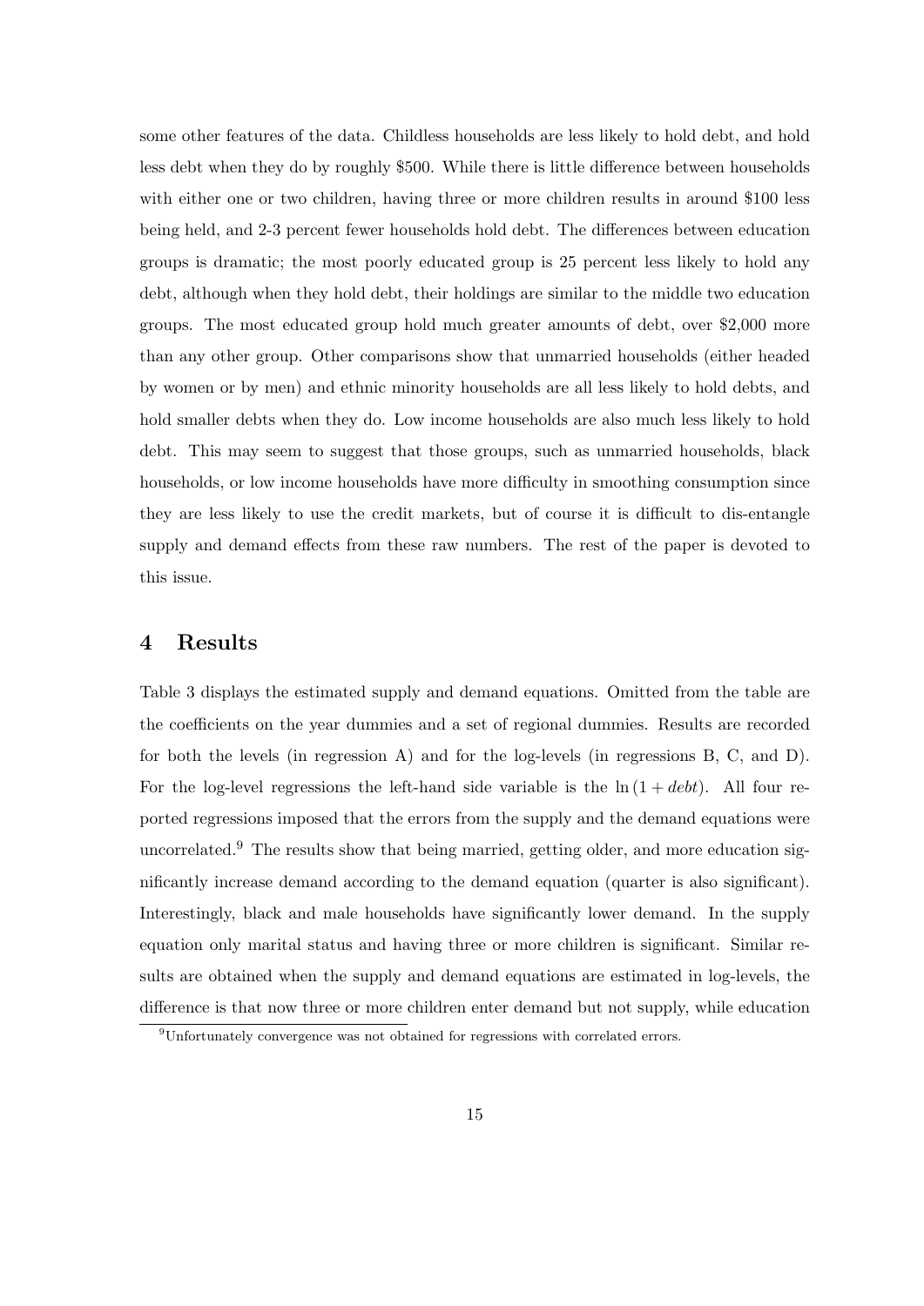some other features of the data. Childless households are less likely to hold debt, and hold less debt when they do by roughly \$500. While there is little difference between households with either one or two children, having three or more children results in around \$100 less being held, and 2-3 percent fewer households hold debt. The differences between education groups is dramatic; the most poorly educated group is 25 percent less likely to hold any debt, although when they hold debt, their holdings are similar to the middle two education groups. The most educated group hold much greater amounts of debt, over \$2,000 more than any other group. Other comparisons show that unmarried households (either headed by women or by men) and ethnic minority households are all less likely to hold debts, and hold smaller debts when they do. Low income households are also much less likely to hold debt. This may seem to suggest that those groups, such as unmarried households, black households, or low income households have more difficulty in smoothing consumption since they are less likely to use the credit markets, but of course it is difficult to dis-entangle supply and demand effects from these raw numbers. The rest of the paper is devoted to this issue.

## 4 Results

Table 3 displays the estimated supply and demand equations. Omitted from the table are the coefficients on the year dummies and a set of regional dummies. Results are recorded for both the levels (in regression A) and for the log-levels (in regressions B, C, and D). For the log-level regressions the left-hand side variable is the $\ln(1 + debt)$. All four reported regressions imposed that the errors from the supply and the demand equations were uncorrelated.[9] The results show that being married, getting older, and more education significantly increase demand according to the demand equation (quarter is also significant). Interestingly, black and male households have significantly lower demand. In the supply equation only marital status and having three or more children is significant. Similar results are obtained when the supply and demand equations are estimated in log-levels, the difference is that now three or more children enter demand but not supply, while education

[9] Unfortunately convergence was not obtained for regressions with correlated errors.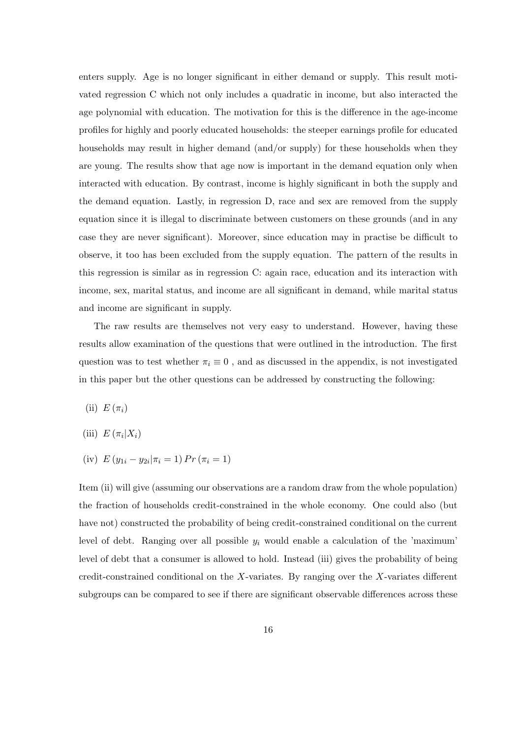enters supply. Age is no longer significant in either demand or supply. This result motivated regression C which not only includes a quadratic in income, but also interacted the age polynomial with education. The motivation for this is the difference in the age-income profiles for highly and poorly educated households: the steeper earnings profile for educated households may result in higher demand (and/or supply) for these households when they are young. The results show that age now is important in the demand equation only when interacted with education. By contrast, income is highly significant in both the supply and the demand equation. Lastly, in regression D, race and sex are removed from the supply equation since it is illegal to discriminate between customers on these grounds (and in any case they are never significant). Moreover, since education may in practise be difficult to observe, it too has been excluded from the supply equation. The pattern of the results in this regression is similar as in regression C: again race, education and its interaction with income, sex, marital status, and income are all significant in demand, while marital status and income are significant in supply.

The raw results are themselves not very easy to understand. However, having these results allow examination of the questions that were outlined in the introduction. The first question was to test whether $\pi_i \equiv 0$ , and as discussed in the appendix, is not investigated in this paper but the other questions can be addressed by constructing the following:

(ii) $E(\pi_i)$

(iii) $E(\pi_i|X_i)$

(iv) $E(y_{1i} - y_{2i}|\pi_i = 1)\, Pr(\pi_i = 1)$

Item (ii) will give (assuming our observations are a random draw from the whole population) the fraction of households credit-constrained in the whole economy. One could also (but have not) constructed the probability of being credit-constrained conditional on the current level of debt. Ranging over all possible $y_i$ would enable a calculation of the 'maximum' level of debt that a consumer is allowed to hold. Instead (iii) gives the probability of being credit-constrained conditional on the $X$-variates. By ranging over the $X$-variates different subgroups can be compared to see if there are significant observable differences across these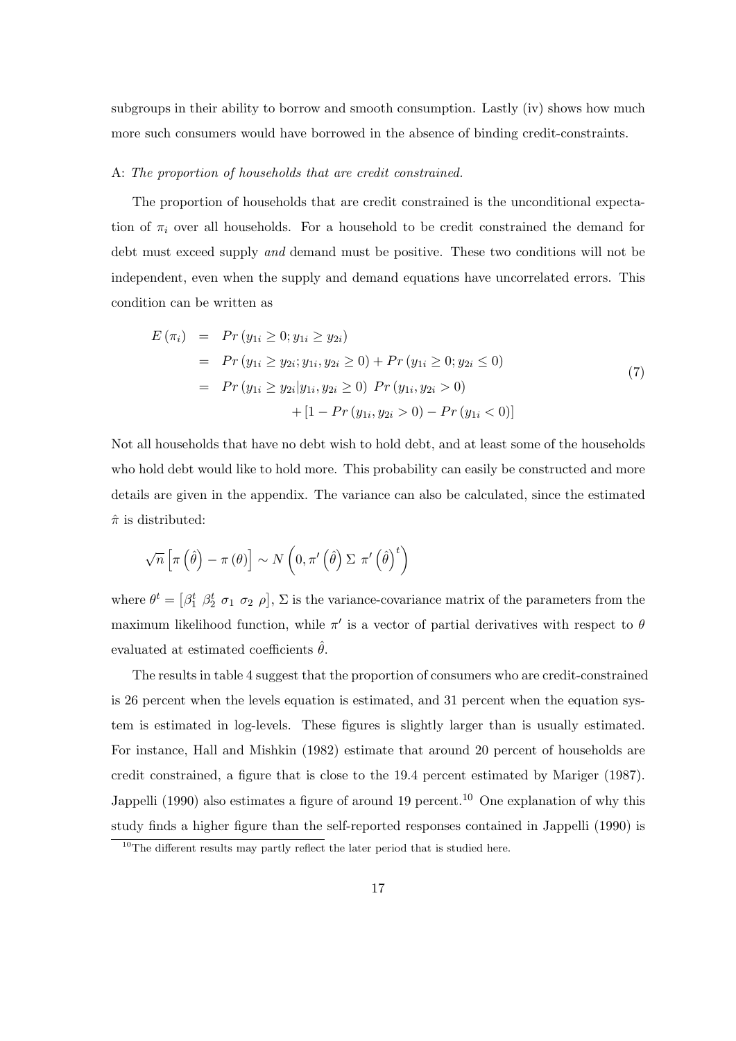subgroups in their ability to borrow and smooth consumption. Lastly (iv) shows how much more such consumers would have borrowed in the absence of binding credit-constraints.

A: *The proportion of households that are credit constrained.*

The proportion of households that are credit constrained is the unconditional expectation of $\pi_i$ over all households. For a household to be credit constrained the demand for debt must exceed supply *and* demand must be positive. These two conditions will not be independent, even when the supply and demand equations have uncorrelated errors. This condition can be written as

$$
\begin{aligned}
E(\pi_i) &= Pr(y_{1i} \geq 0; y_{1i} \geq y_{2i}) \\
&= Pr(y_{1i} \geq y_{2i}; y_{1i}, y_{2i} \geq 0) + Pr(y_{1i} \geq 0; y_{2i} \leq 0) \\
&= Pr(y_{1i} \geq y_{2i} | y_{1i}, y_{2i} \geq 0) \; Pr(y_{1i}, y_{2i} > 0) \\
&\quad + [1 - Pr(y_{1i}, y_{2i} > 0) - Pr(y_{1i} < 0)]
\end{aligned}
\tag{7}
$$

Not all households that have no debt wish to hold debt, and at least some of the households who hold debt would like to hold more. This probability can easily be constructed and more details are given in the appendix. The variance can also be calculated, since the estimated $\hat{\pi}$ is distributed:

$$
\sqrt{n}\left[\pi\left(\hat{\theta}\right) - \pi(\theta)\right] \sim N\left(0, \pi'\left(\hat{\theta}\right) \Sigma \; \pi'\left(\hat{\theta}\right)^t\right)
$$

where $\theta^t = \left[\beta_1^t \; \beta_2^t \; \sigma_1 \; \sigma_2 \; \rho\right]$, $\Sigma$ is the variance-covariance matrix of the parameters from the maximum likelihood function, while $\pi'$ is a vector of partial derivatives with respect to $\theta$ evaluated at estimated coefficients $\hat{\theta}$.

The results in table 4 suggest that the proportion of consumers who are credit-constrained is 26 percent when the levels equation is estimated, and 31 percent when the equation system is estimated in log-levels. These figures is slightly larger than is usually estimated. For instance, Hall and Mishkin (1982) estimate that around 20 percent of households are credit constrained, a figure that is close to the 19.4 percent estimated by Mariger (1987). Jappelli (1990) also estimates a figure of around 19 percent.[10] One explanation of why this study finds a higher figure than the self-reported responses contained in Jappelli (1990) is

[10] The different results may partly reflect the later period that is studied here.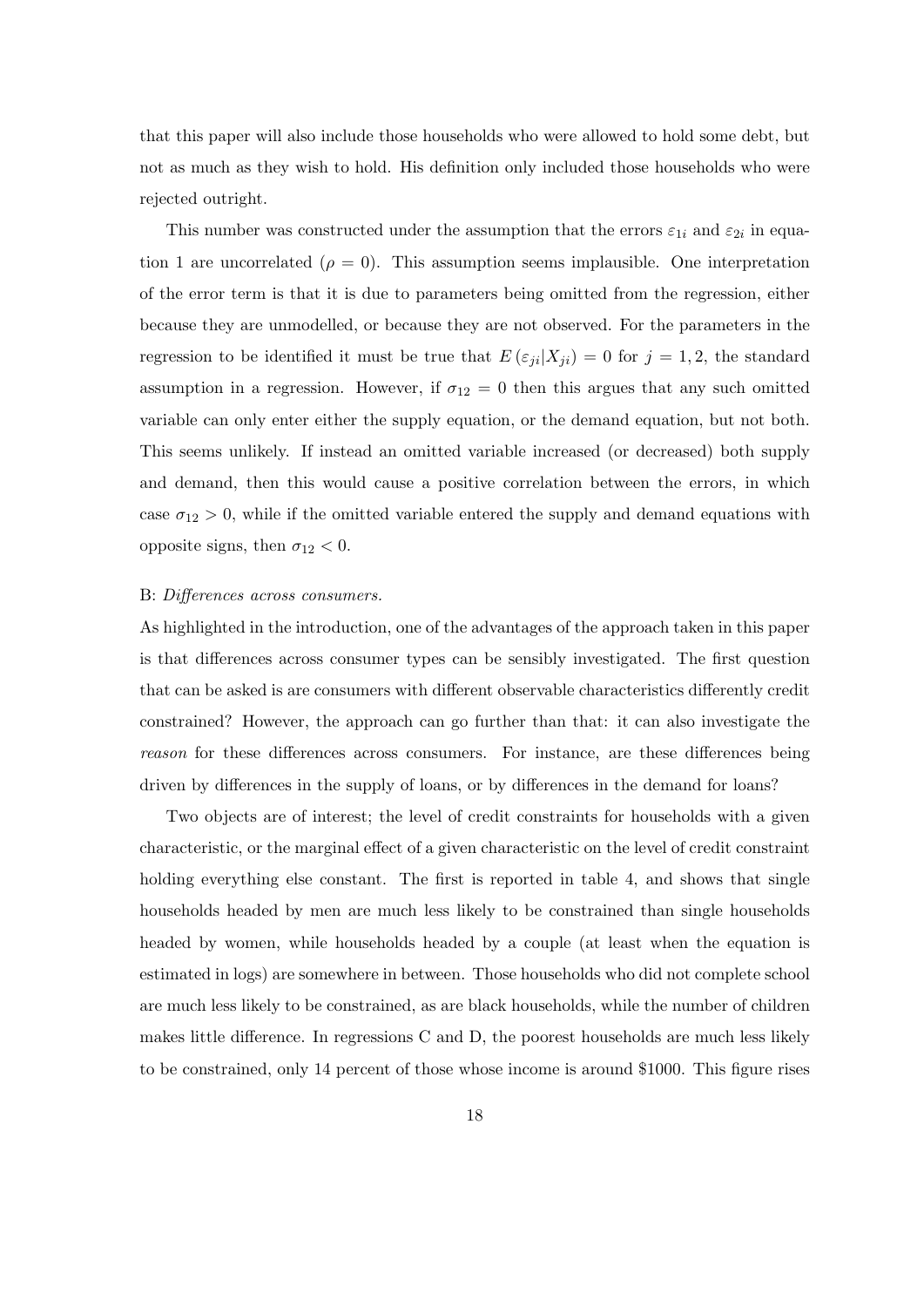that this paper will also include those households who were allowed to hold some debt, but not as much as they wish to hold. His definition only included those households who were rejected outright.

This number was constructed under the assumption that the errors $\varepsilon_{1i}$ and $\varepsilon_{2i}$ in equation 1 are uncorrelated ($\rho = 0$). This assumption seems implausible. One interpretation of the error term is that it is due to parameters being omitted from the regression, either because they are unmodelled, or because they are not observed. For the parameters in the regression to be identified it must be true that $E(\varepsilon_{ji}|X_{ji}) = 0$ for $j = 1, 2$, the standard assumption in a regression. However, if $\sigma_{12} = 0$ then this argues that any such omitted variable can only enter either the supply equation, or the demand equation, but not both. This seems unlikely. If instead an omitted variable increased (or decreased) both supply and demand, then this would cause a positive correlation between the errors, in which case $\sigma_{12} > 0$, while if the omitted variable entered the supply and demand equations with opposite signs, then $\sigma_{12} < 0$.

B: *Differences across consumers.*

As highlighted in the introduction, one of the advantages of the approach taken in this paper is that differences across consumer types can be sensibly investigated. The first question that can be asked is are consumers with different observable characteristics differently credit constrained? However, the approach can go further than that: it can also investigate the *reason* for these differences across consumers. For instance, are these differences being driven by differences in the supply of loans, or by differences in the demand for loans?

Two objects are of interest; the level of credit constraints for households with a given characteristic, or the marginal effect of a given characteristic on the level of credit constraint holding everything else constant. The first is reported in table 4, and shows that single households headed by men are much less likely to be constrained than single households headed by women, while households headed by a couple (at least when the equation is estimated in logs) are somewhere in between. Those households who did not complete school are much less likely to be constrained, as are black households, while the number of children makes little difference. In regressions C and D, the poorest households are much less likely to be constrained, only 14 percent of those whose income is around \$1000. This figure rises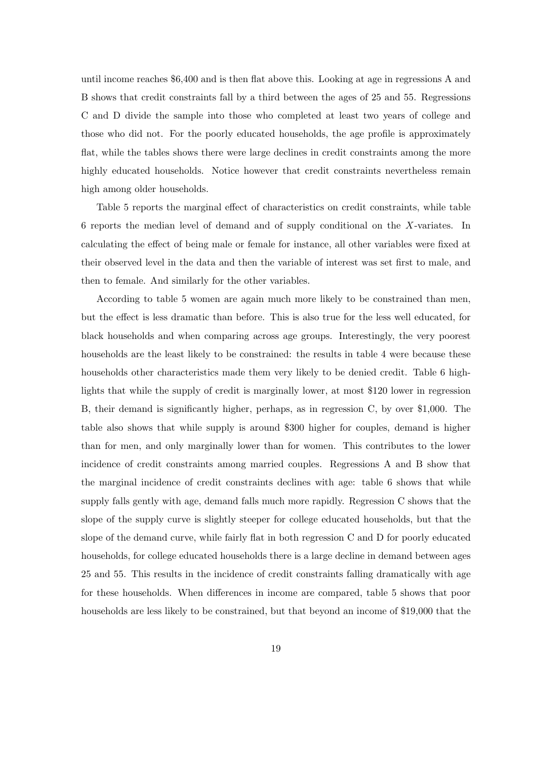until income reaches \$6,400 and is then flat above this. Looking at age in regressions A and B shows that credit constraints fall by a third between the ages of 25 and 55. Regressions C and D divide the sample into those who completed at least two years of college and those who did not. For the poorly educated households, the age profile is approximately flat, while the tables shows there were large declines in credit constraints among the more highly educated households. Notice however that credit constraints nevertheless remain high among older households.

Table 5 reports the marginal effect of characteristics on credit constraints, while table 6 reports the median level of demand and of supply conditional on the $X$-variates. In calculating the effect of being male or female for instance, all other variables were fixed at their observed level in the data and then the variable of interest was set first to male, and then to female. And similarly for the other variables.

According to table 5 women are again much more likely to be constrained than men, but the effect is less dramatic than before. This is also true for the less well educated, for black households and when comparing across age groups. Interestingly, the very poorest households are the least likely to be constrained: the results in table 4 were because these households other characteristics made them very likely to be denied credit. Table 6 highlights that while the supply of credit is marginally lower, at most \$120 lower in regression B, their demand is significantly higher, perhaps, as in regression C, by over \$1,000. The table also shows that while supply is around \$300 higher for couples, demand is higher than for men, and only marginally lower than for women. This contributes to the lower incidence of credit constraints among married couples. Regressions A and B show that the marginal incidence of credit constraints declines with age: table 6 shows that while supply falls gently with age, demand falls much more rapidly. Regression C shows that the slope of the supply curve is slightly steeper for college educated households, but that the slope of the demand curve, while fairly flat in both regression C and D for poorly educated households, for college educated households there is a large decline in demand between ages 25 and 55. This results in the incidence of credit constraints falling dramatically with age for these households. When differences in income are compared, table 5 shows that poor households are less likely to be constrained, but that beyond an income of \$19,000 that the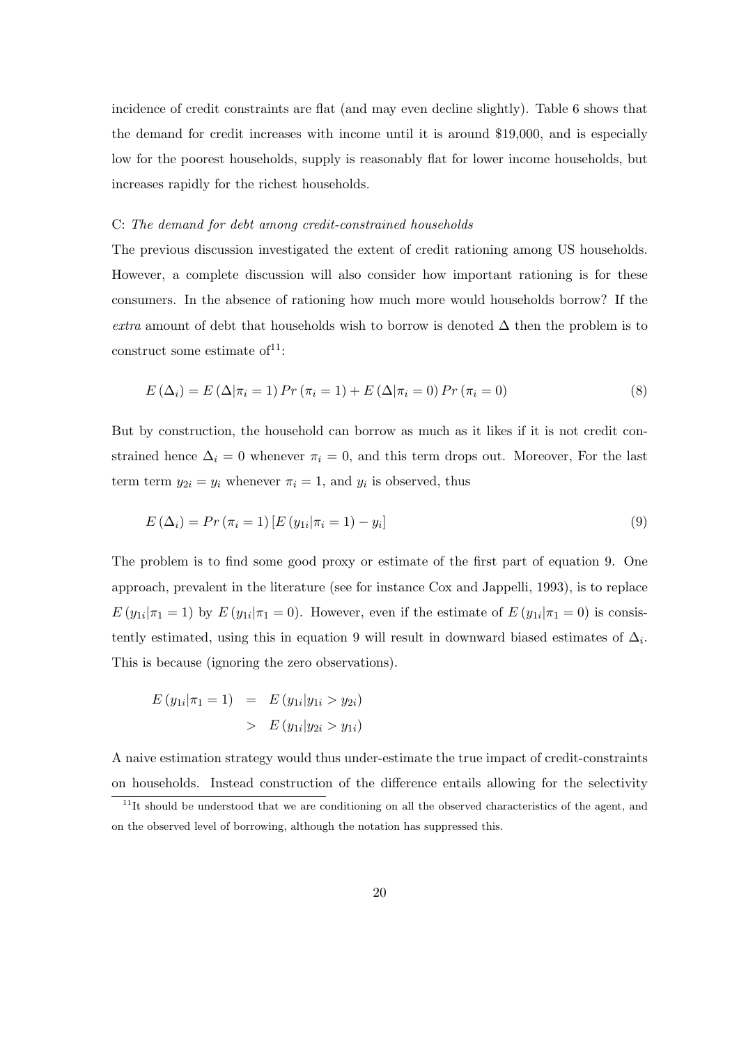incidence of credit constraints are flat (and may even decline slightly). Table 6 shows that the demand for credit increases with income until it is around \$19,000, and is especially low for the poorest households, supply is reasonably flat for lower income households, but increases rapidly for the richest households.

C: *The demand for debt among credit-constrained households*

The previous discussion investigated the extent of credit rationing among US households. However, a complete discussion will also consider how important rationing is for these consumers. In the absence of rationing how much more would households borrow? If the *extra* amount of debt that households wish to borrow is denoted $\Delta$ then the problem is to construct some estimate of[11]:

$$E(\Delta_i) = E(\Delta|\pi_i = 1)\,Pr(\pi_i = 1) + E(\Delta|\pi_i = 0)\,Pr(\pi_i = 0) \tag{8}$$

But by construction, the household can borrow as much as it likes if it is not credit constrained hence $\Delta_i = 0$ whenever $\pi_i = 0$, and this term drops out. Moreover, For the last term term $y_{2i} = y_i$ whenever $\pi_i = 1$, and $y_i$ is observed, thus

$$E(\Delta_i) = Pr(\pi_i = 1)\left[E(y_{1i}|\pi_i = 1) - y_i\right] \tag{9}$$

The problem is to find some good proxy or estimate of the first part of equation 9. One approach, prevalent in the literature (see for instance Cox and Jappelli, 1993), is to replace $E(y_{1i}|\pi_1 = 1)$ by $E(y_{1i}|\pi_1 = 0)$. However, even if the estimate of $E(y_{1i}|\pi_1 = 0)$ is consistently estimated, using this in equation 9 will result in downward biased estimates of $\Delta_i$. This is because (ignoring the zero observations).

$$\begin{aligned} E(y_{1i}|\pi_1 = 1) &= E(y_{1i}|y_{1i} > y_{2i}) \\ &> E(y_{1i}|y_{2i} > y_{1i}) \end{aligned}$$

A naive estimation strategy would thus under-estimate the true impact of credit-constraints on households. Instead construction of the difference entails allowing for the selectivity

[11] It should be understood that we are conditioning on all the observed characteristics of the agent, and on the observed level of borrowing, although the notation has suppressed this.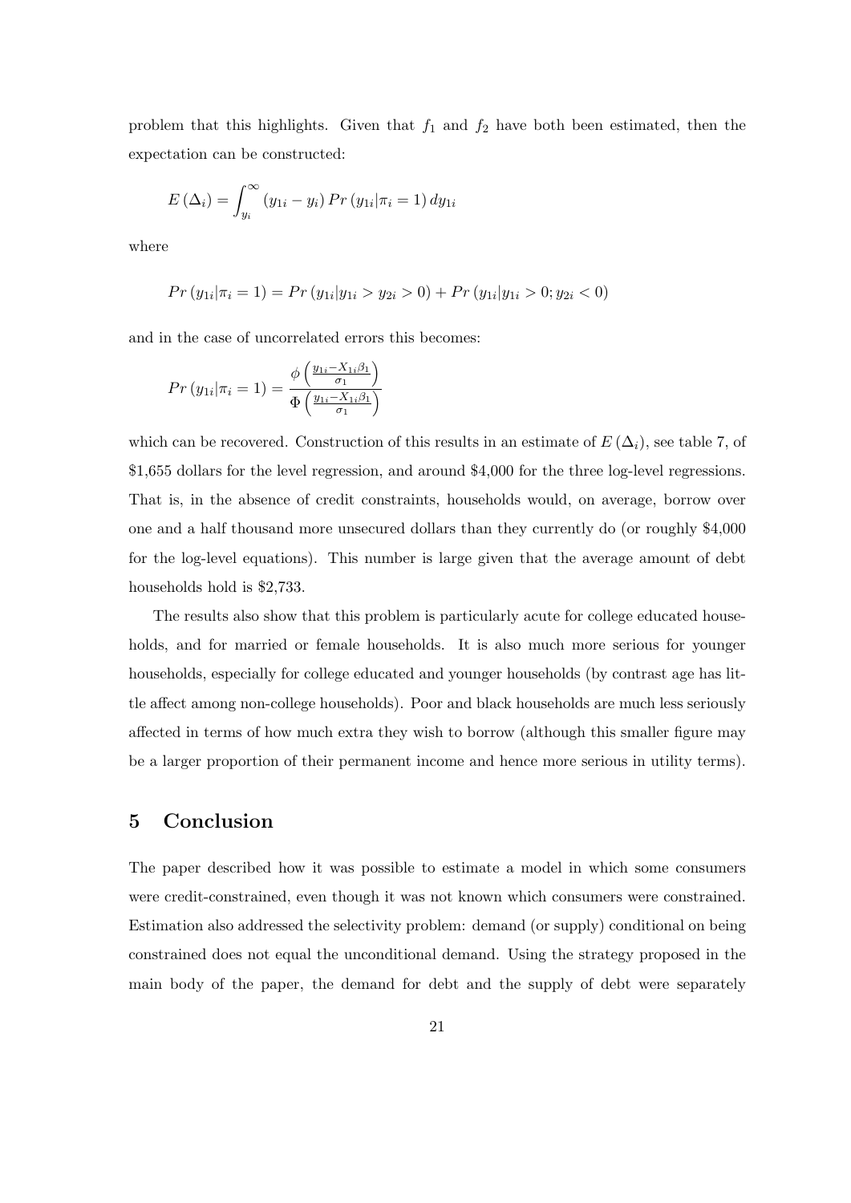problem that this highlights. Given that $f_1$ and $f_2$ have both been estimated, then the expectation can be constructed:

$$E(\Delta_i) = \int_{y_i}^{\infty} (y_{1i} - y_i) \, Pr(y_{1i}|\pi_i = 1) \, dy_{1i}$$

where

$$Pr(y_{1i}|\pi_i = 1) = Pr(y_{1i}|y_{1i} > y_{2i} > 0) + Pr(y_{1i}|y_{1i} > 0; y_{2i} < 0)$$

and in the case of uncorrelated errors this becomes:

$$Pr(y_{1i}|\pi_i = 1) = \frac{\phi\left(\frac{y_{1i} - X_{1i}\beta_1}{\sigma_1}\right)}{\Phi\left(\frac{y_{1i} - X_{1i}\beta_1}{\sigma_1}\right)}$$

which can be recovered. Construction of this results in an estimate of $E(\Delta_i)$, see table 7, of \$1,655 dollars for the level regression, and around \$4,000 for the three log-level regressions. That is, in the absence of credit constraints, households would, on average, borrow over one and a half thousand more unsecured dollars than they currently do (or roughly \$4,000 for the log-level equations). This number is large given that the average amount of debt households hold is \$2,733.

The results also show that this problem is particularly acute for college educated households, and for married or female households. It is also much more serious for younger households, especially for college educated and younger households (by contrast age has little affect among non-college households). Poor and black households are much less seriously affected in terms of how much extra they wish to borrow (although this smaller figure may be a larger proportion of their permanent income and hence more serious in utility terms).

## 5 Conclusion

The paper described how it was possible to estimate a model in which some consumers were credit-constrained, even though it was not known which consumers were constrained. Estimation also addressed the selectivity problem: demand (or supply) conditional on being constrained does not equal the unconditional demand. Using the strategy proposed in the main body of the paper, the demand for debt and the supply of debt were separately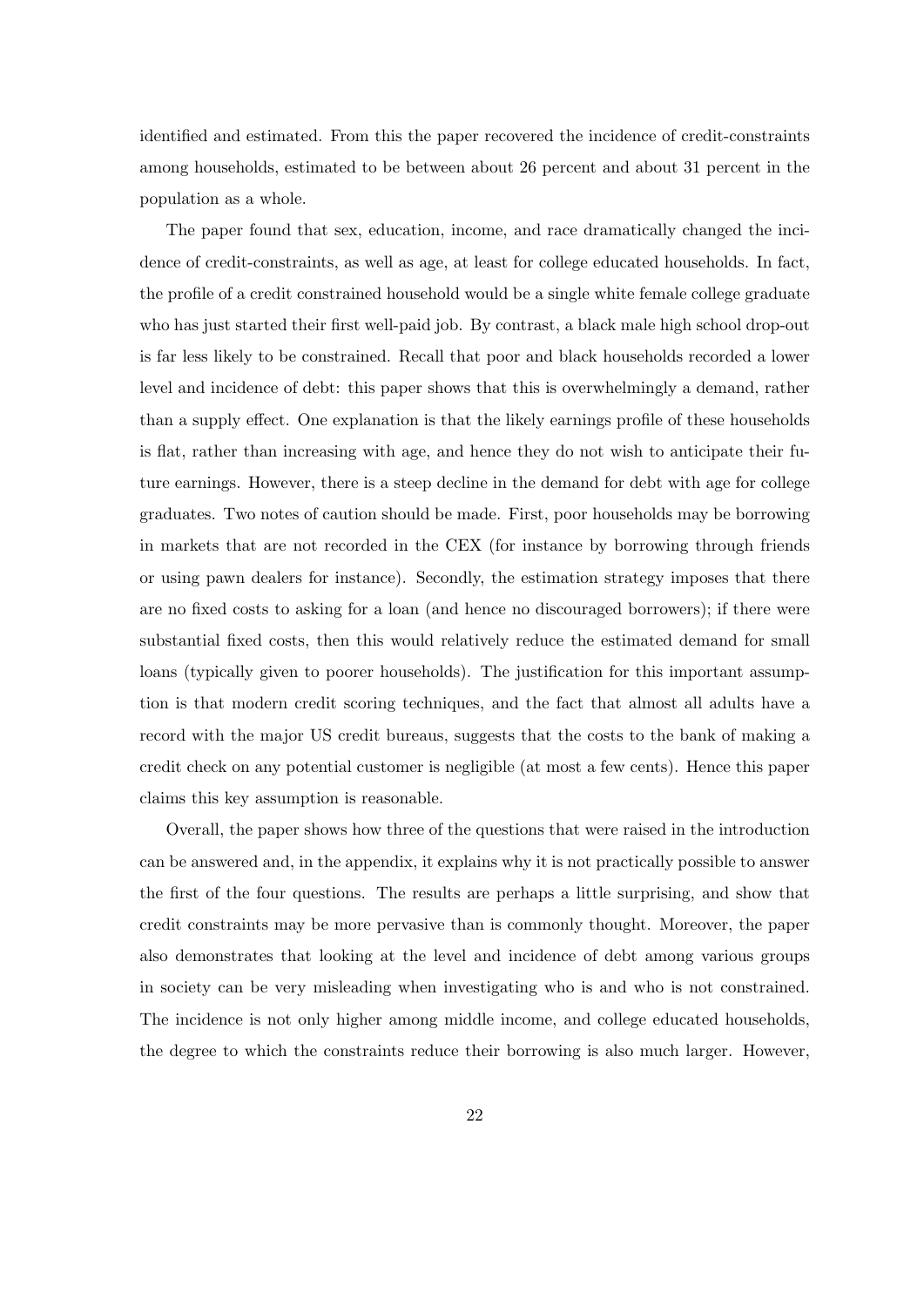identified and estimated. From this the paper recovered the incidence of credit-constraints among households, estimated to be between about 26 percent and about 31 percent in the population as a whole.

The paper found that sex, education, income, and race dramatically changed the incidence of credit-constraints, as well as age, at least for college educated households. In fact, the profile of a credit constrained household would be a single white female college graduate who has just started their first well-paid job. By contrast, a black male high school drop-out is far less likely to be constrained. Recall that poor and black households recorded a lower level and incidence of debt: this paper shows that this is overwhelmingly a demand, rather than a supply effect. One explanation is that the likely earnings profile of these households is flat, rather than increasing with age, and hence they do not wish to anticipate their future earnings. However, there is a steep decline in the demand for debt with age for college graduates. Two notes of caution should be made. First, poor households may be borrowing in markets that are not recorded in the CEX (for instance by borrowing through friends or using pawn dealers for instance). Secondly, the estimation strategy imposes that there are no fixed costs to asking for a loan (and hence no discouraged borrowers); if there were substantial fixed costs, then this would relatively reduce the estimated demand for small loans (typically given to poorer households). The justification for this important assumption is that modern credit scoring techniques, and the fact that almost all adults have a record with the major US credit bureaus, suggests that the costs to the bank of making a credit check on any potential customer is negligible (at most a few cents). Hence this paper claims this key assumption is reasonable.

Overall, the paper shows how three of the questions that were raised in the introduction can be answered and, in the appendix, it explains why it is not practically possible to answer the first of the four questions. The results are perhaps a little surprising, and show that credit constraints may be more pervasive than is commonly thought. Moreover, the paper also demonstrates that looking at the level and incidence of debt among various groups in society can be very misleading when investigating who is and who is not constrained. The incidence is not only higher among middle income, and college educated households, the degree to which the constraints reduce their borrowing is also much larger. However,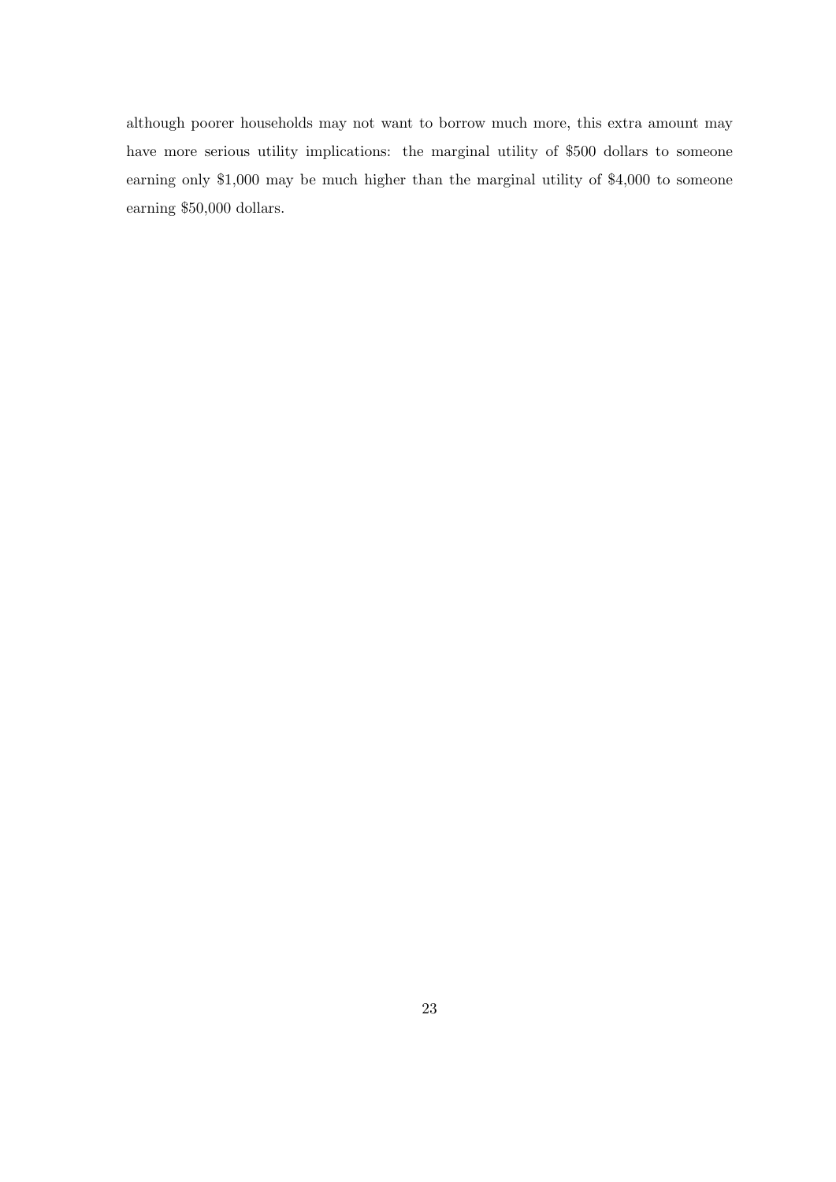although poorer households may not want to borrow much more, this extra amount may have more serious utility implications: the marginal utility of $500 dollars to someone earning only $1,000 may be much higher than the marginal utility of $4,000 to someone earning $50,000 dollars.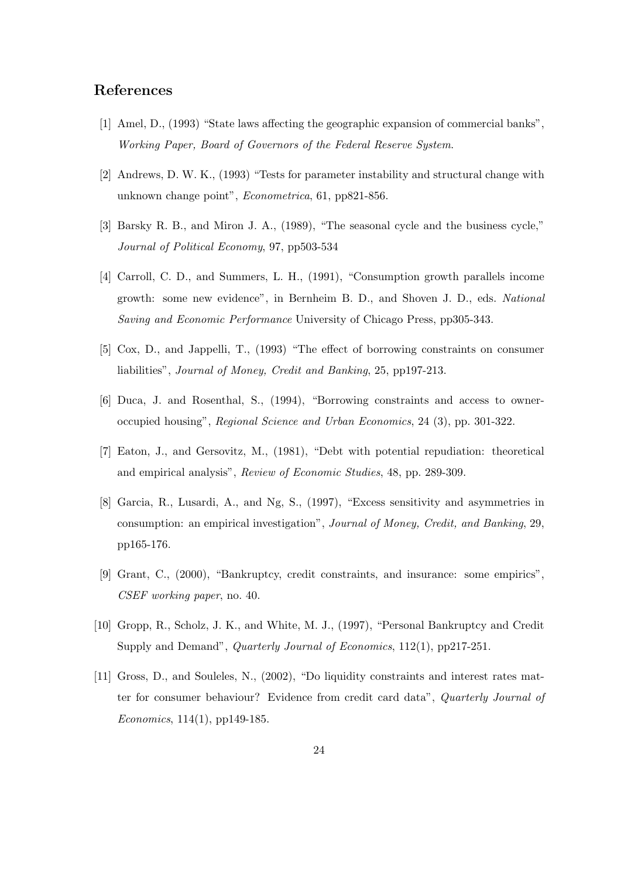## References

[1] Amel, D., (1993) "State laws affecting the geographic expansion of commercial banks", *Working Paper, Board of Governors of the Federal Reserve System*.

[2] Andrews, D. W. K., (1993) "Tests for parameter instability and structural change with unknown change point", *Econometrica*, 61, pp821-856.

[3] Barsky R. B., and Miron J. A., (1989), "The seasonal cycle and the business cycle," *Journal of Political Economy*, 97, pp503-534

[4] Carroll, C. D., and Summers, L. H., (1991), "Consumption growth parallels income growth: some new evidence", in Bernheim B. D., and Shoven J. D., eds. *National Saving and Economic Performance* University of Chicago Press, pp305-343.

[5] Cox, D., and Jappelli, T., (1993) "The effect of borrowing constraints on consumer liabilities", *Journal of Money, Credit and Banking*, 25, pp197-213.

[6] Duca, J. and Rosenthal, S., (1994), "Borrowing constraints and access to owner-occupied housing", *Regional Science and Urban Economics*, 24 (3), pp. 301-322.

[7] Eaton, J., and Gersovitz, M., (1981), "Debt with potential repudiation: theoretical and empirical analysis", *Review of Economic Studies*, 48, pp. 289-309.

[8] Garcia, R., Lusardi, A., and Ng, S., (1997), "Excess sensitivity and asymmetries in consumption: an empirical investigation", *Journal of Money, Credit, and Banking*, 29, pp165-176.

[9] Grant, C., (2000), "Bankruptcy, credit constraints, and insurance: some empirics", *CSEF working paper*, no. 40.

[10] Gropp, R., Scholz, J. K., and White, M. J., (1997), "Personal Bankruptcy and Credit Supply and Demand", *Quarterly Journal of Economics*, 112(1), pp217-251.

[11] Gross, D., and Souleles, N., (2002), "Do liquidity constraints and interest rates matter for consumer behaviour? Evidence from credit card data", *Quarterly Journal of Economics*, 114(1), pp149-185.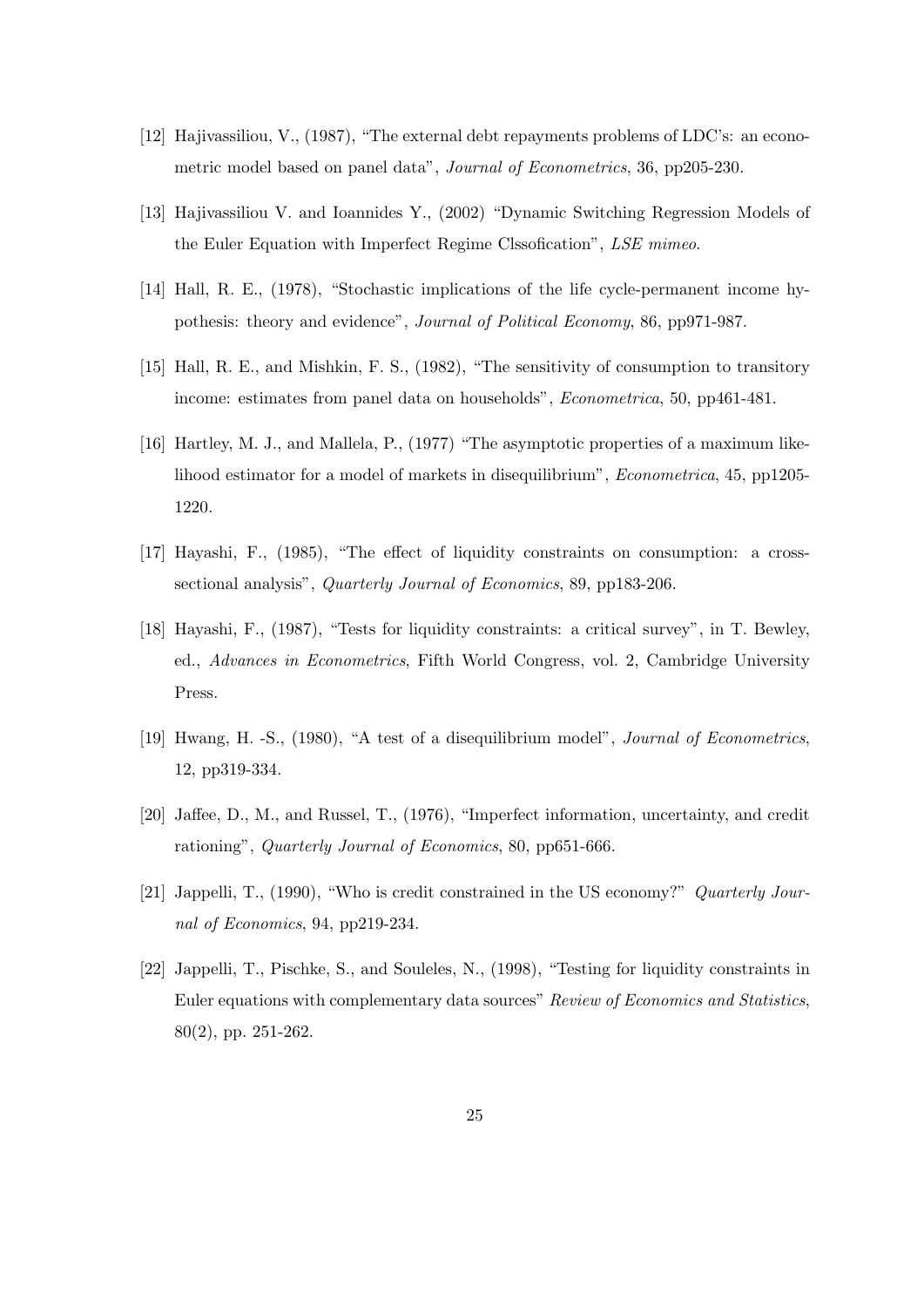[12] Hajivassiliou, V., (1987), "The external debt repayments problems of LDC's: an econometric model based on panel data", *Journal of Econometrics*, 36, pp205-230.

[13] Hajivassiliou V. and Ioannides Y., (2002) "Dynamic Switching Regression Models of the Euler Equation with Imperfect Regime Clssofication", *LSE mimeo*.

[14] Hall, R. E., (1978), "Stochastic implications of the life cycle-permanent income hypothesis: theory and evidence", *Journal of Political Economy*, 86, pp971-987.

[15] Hall, R. E., and Mishkin, F. S., (1982), "The sensitivity of consumption to transitory income: estimates from panel data on households", *Econometrica*, 50, pp461-481.

[16] Hartley, M. J., and Mallela, P., (1977) "The asymptotic properties of a maximum likelihood estimator for a model of markets in disequilibrium", *Econometrica*, 45, pp1205-1220.

[17] Hayashi, F., (1985), "The effect of liquidity constraints on consumption: a cross-sectional analysis", *Quarterly Journal of Economics*, 89, pp183-206.

[18] Hayashi, F., (1987), "Tests for liquidity constraints: a critical survey", in T. Bewley, ed., *Advances in Econometrics*, Fifth World Congress, vol. 2, Cambridge University Press.

[19] Hwang, H. -S., (1980), "A test of a disequilibrium model", *Journal of Econometrics*, 12, pp319-334.

[20] Jaffee, D., M., and Russel, T., (1976), "Imperfect information, uncertainty, and credit rationing", *Quarterly Journal of Economics*, 80, pp651-666.

[21] Jappelli, T., (1990), "Who is credit constrained in the US economy?" *Quarterly Journal of Economics*, 94, pp219-234.

[22] Jappelli, T., Pischke, S., and Souleles, N., (1998), "Testing for liquidity constraints in Euler equations with complementary data sources" *Review of Economics and Statistics*, 80(2), pp. 251-262.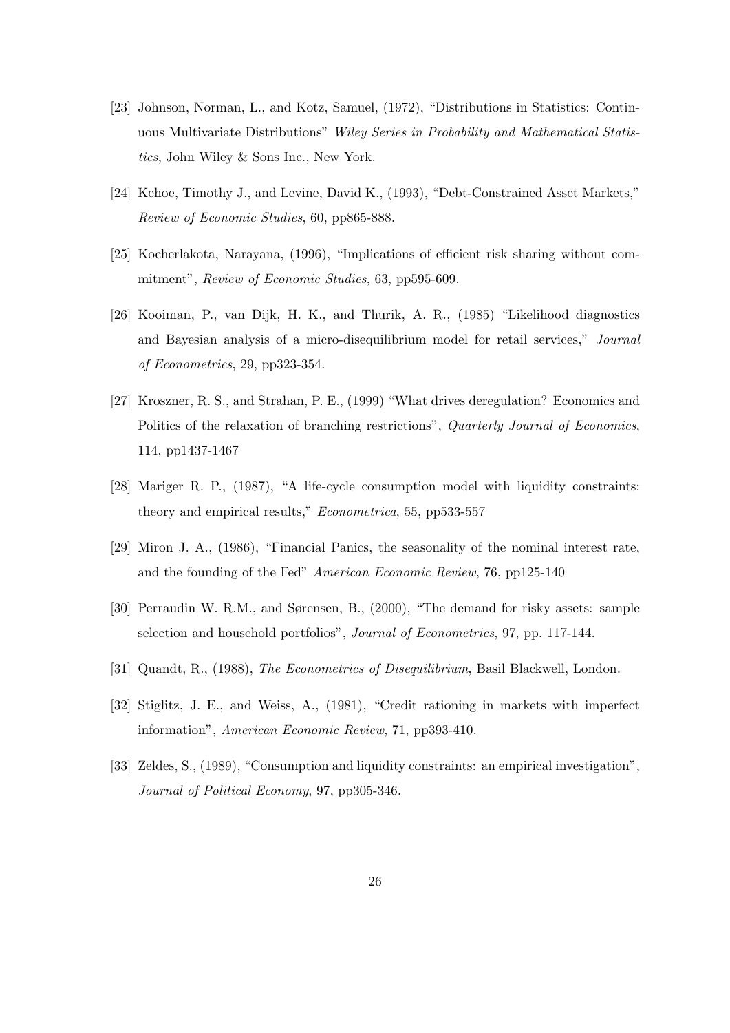[23] Johnson, Norman, L., and Kotz, Samuel, (1972), "Distributions in Statistics: Continuous Multivariate Distributions" *Wiley Series in Probability and Mathematical Statistics*, John Wiley & Sons Inc., New York.

[24] Kehoe, Timothy J., and Levine, David K., (1993), "Debt-Constrained Asset Markets," *Review of Economic Studies*, 60, pp865-888.

[25] Kocherlakota, Narayana, (1996), "Implications of efficient risk sharing without commitment", *Review of Economic Studies*, 63, pp595-609.

[26] Kooiman, P., van Dijk, H. K., and Thurik, A. R., (1985) "Likelihood diagnostics and Bayesian analysis of a micro-disequilibrium model for retail services," *Journal of Econometrics*, 29, pp323-354.

[27] Kroszner, R. S., and Strahan, P. E., (1999) "What drives deregulation? Economics and Politics of the relaxation of branching restrictions", *Quarterly Journal of Economics*, 114, pp1437-1467

[28] Mariger R. P., (1987), "A life-cycle consumption model with liquidity constraints: theory and empirical results," *Econometrica*, 55, pp533-557

[29] Miron J. A., (1986), "Financial Panics, the seasonality of the nominal interest rate, and the founding of the Fed" *American Economic Review*, 76, pp125-140

[30] Perraudin W. R.M., and Sørensen, B., (2000), "The demand for risky assets: sample selection and household portfolios", *Journal of Econometrics*, 97, pp. 117-144.

[31] Quandt, R., (1988), *The Econometrics of Disequilibrium*, Basil Blackwell, London.

[32] Stiglitz, J. E., and Weiss, A., (1981), "Credit rationing in markets with imperfect information", *American Economic Review*, 71, pp393-410.

[33] Zeldes, S., (1989), "Consumption and liquidity constraints: an empirical investigation", *Journal of Political Economy*, 97, pp305-346.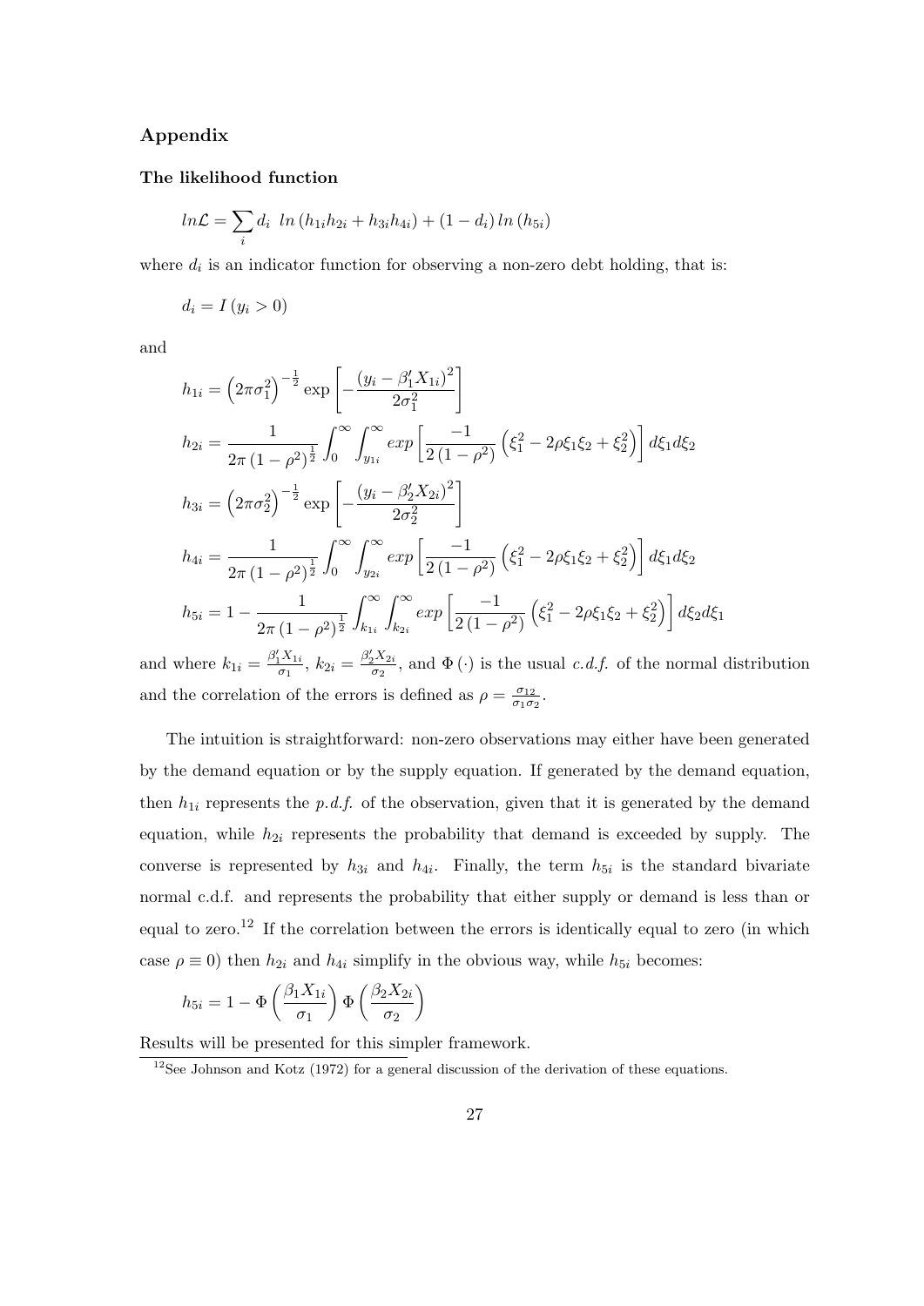## Appendix

### The likelihood function

$$ln\mathcal{L} = \sum_i d_i \;\; ln\left(h_{1i}h_{2i} + h_{3i}h_{4i}\right) + (1 - d_i)\, ln\left(h_{5i}\right)$$

where $d_i$ is an indicator function for observing a non-zero debt holding, that is:

$$d_i = I\left(y_i > 0\right)$$

and

$$h_{1i} = \left(2\pi\sigma_1^2\right)^{-\frac{1}{2}} \exp\left[-\frac{\left(y_i - \beta_1' X_{1i}\right)^2}{2\sigma_1^2}\right]$$

$$h_{2i} = \frac{1}{2\pi\left(1-\rho^2\right)^{\frac{1}{2}}} \int_0^{\infty}\int_{y_{1i}}^{\infty} exp\left[\frac{-1}{2\left(1-\rho^2\right)}\left(\xi_1^2 - 2\rho\xi_1\xi_2 + \xi_2^2\right)\right] d\xi_1 d\xi_2$$

$$h_{3i} = \left(2\pi\sigma_2^2\right)^{-\frac{1}{2}} \exp\left[-\frac{\left(y_i - \beta_2' X_{2i}\right)^2}{2\sigma_2^2}\right]$$

$$h_{4i} = \frac{1}{2\pi\left(1-\rho^2\right)^{\frac{1}{2}}} \int_0^{\infty}\int_{y_{2i}}^{\infty} exp\left[\frac{-1}{2\left(1-\rho^2\right)}\left(\xi_1^2 - 2\rho\xi_1\xi_2 + \xi_2^2\right)\right] d\xi_1 d\xi_2$$

$$h_{5i} = 1 - \frac{1}{2\pi\left(1-\rho^2\right)^{\frac{1}{2}}} \int_{k_{1i}}^{\infty}\int_{k_{2i}}^{\infty} exp\left[\frac{-1}{2\left(1-\rho^2\right)}\left(\xi_1^2 - 2\rho\xi_1\xi_2 + \xi_2^2\right)\right] d\xi_2 d\xi_1$$

and where $k_{1i} = \frac{\beta_1' X_{1i}}{\sigma_1}$, $k_{2i} = \frac{\beta_2' X_{2i}}{\sigma_2}$, and $\Phi(\cdot)$ is the usual *c.d.f.* of the normal distribution and the correlation of the errors is defined as $\rho = \frac{\sigma_{12}}{\sigma_1\sigma_2}$.

The intuition is straightforward: non-zero observations may either have been generated by the demand equation or by the supply equation. If generated by the demand equation, then $h_{1i}$ represents the *p.d.f.* of the observation, given that it is generated by the demand equation, while $h_{2i}$ represents the probability that demand is exceeded by supply. The converse is represented by $h_{3i}$ and $h_{4i}$. Finally, the term $h_{5i}$ is the standard bivariate normal c.d.f. and represents the probability that either supply or demand is less than or equal to zero.[12] If the correlation between the errors is identically equal to zero (in which case $\rho \equiv 0$) then $h_{2i}$ and $h_{4i}$ simplify in the obvious way, while $h_{5i}$ becomes:

$$h_{5i} = 1 - \Phi\left(\frac{\beta_1 X_{1i}}{\sigma_1}\right)\Phi\left(\frac{\beta_2 X_{2i}}{\sigma_2}\right)$$

Results will be presented for this simpler framework.

[12] See Johnson and Kotz (1972) for a general discussion of the derivation of these equations.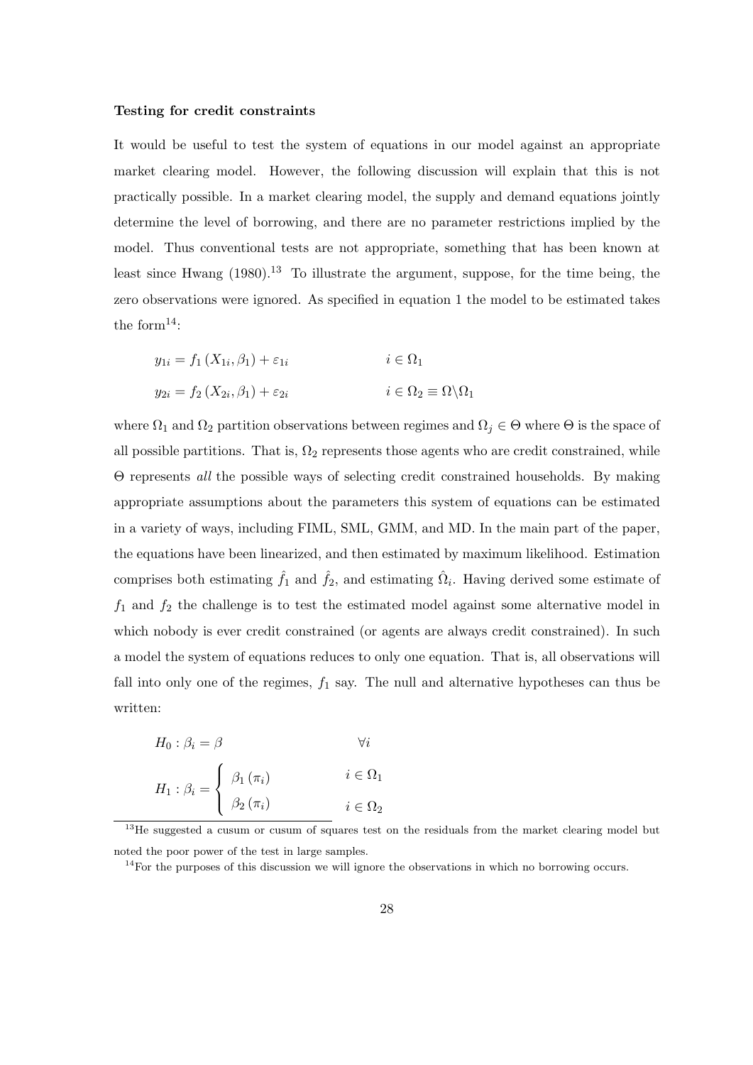**Testing for credit constraints**

It would be useful to test the system of equations in our model against an appropriate market clearing model. However, the following discussion will explain that this is not practically possible. In a market clearing model, the supply and demand equations jointly determine the level of borrowing, and there are no parameter restrictions implied by the model. Thus conventional tests are not appropriate, something that has been known at least since Hwang (1980).[13] To illustrate the argument, suppose, for the time being, the zero observations were ignored. As specified in equation 1 the model to be estimated takes the form[14]:

$$y_{1i} = f_1(X_{1i}, \beta_1) + \varepsilon_{1i} \qquad i \in \Omega_1$$

$$y_{2i} = f_2(X_{2i}, \beta_1) + \varepsilon_{2i} \qquad i \in \Omega_2 \equiv \Omega \backslash \Omega_1$$

where $\Omega_1$ and $\Omega_2$ partition observations between regimes and $\Omega_j \in \Theta$ where $\Theta$ is the space of all possible partitions. That is, $\Omega_2$ represents those agents who are credit constrained, while $\Theta$ represents *all* the possible ways of selecting credit constrained households. By making appropriate assumptions about the parameters this system of equations can be estimated in a variety of ways, including FIML, SML, GMM, and MD. In the main part of the paper, the equations have been linearized, and then estimated by maximum likelihood. Estimation comprises both estimating $\hat{f}_1$ and $\hat{f}_2$, and estimating $\hat{\Omega}_i$. Having derived some estimate of $f_1$ and $f_2$ the challenge is to test the estimated model against some alternative model in which nobody is ever credit constrained (or agents are always credit constrained). In such a model the system of equations reduces to only one equation. That is, all observations will fall into only one of the regimes, $f_1$ say. The null and alternative hypotheses can thus be written:

$$H_0 : \beta_i = \beta \qquad \forall i$$

$$H_1 : \beta_i = \begin{cases} \beta_1(\pi_i) & i \in \Omega_1 \\ \beta_2(\pi_i) & i \in \Omega_2 \end{cases}$$

[13] He suggested a cusum or cusum of squares test on the residuals from the market clearing model but noted the poor power of the test in large samples.

[14] For the purposes of this discussion we will ignore the observations in which no borrowing occurs.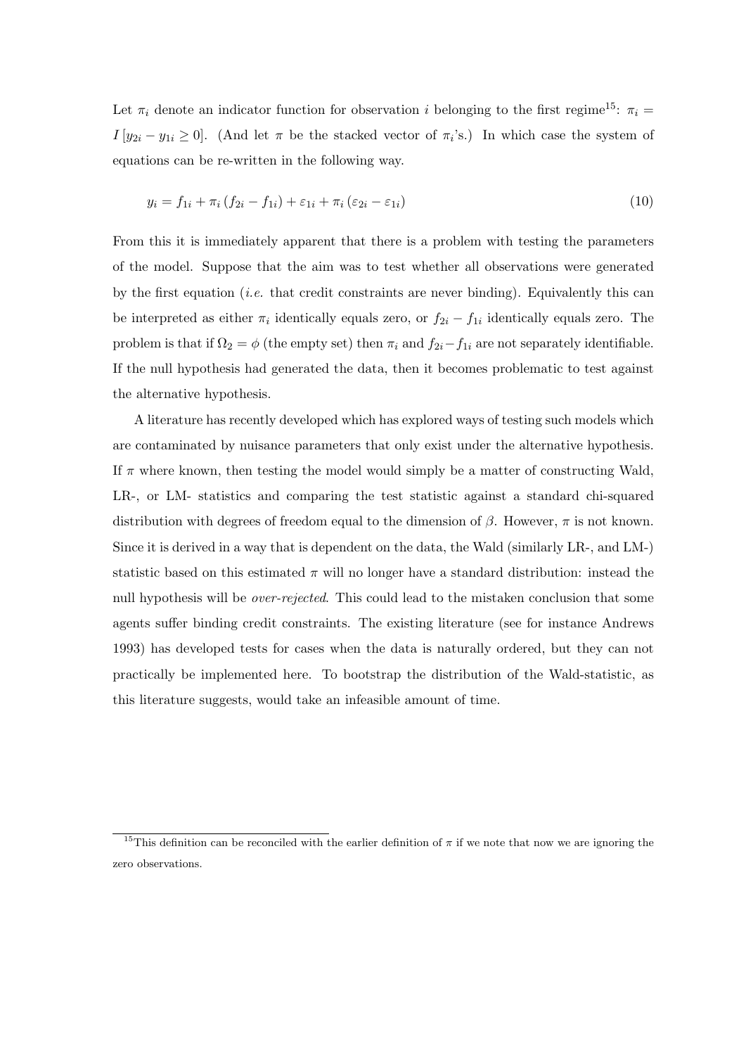Let $\pi_i$ denote an indicator function for observation $i$ belonging to the first regime[15]: $\pi_i = I[y_{2i} - y_{1i} \geq 0]$. (And let $\pi$ be the stacked vector of $\pi_i$'s.) In which case the system of equations can be re-written in the following way.

$$y_i = f_{1i} + \pi_i (f_{2i} - f_{1i}) + \varepsilon_{1i} + \pi_i (\varepsilon_{2i} - \varepsilon_{1i}) \tag{10}$$

From this it is immediately apparent that there is a problem with testing the parameters of the model. Suppose that the aim was to test whether all observations were generated by the first equation (*i.e.* that credit constraints are never binding). Equivalently this can be interpreted as either $\pi_i$ identically equals zero, or $f_{2i} - f_{1i}$ identically equals zero. The problem is that if $\Omega_2 = \phi$ (the empty set) then $\pi_i$ and $f_{2i} - f_{1i}$ are not separately identifiable. If the null hypothesis had generated the data, then it becomes problematic to test against the alternative hypothesis.

A literature has recently developed which has explored ways of testing such models which are contaminated by nuisance parameters that only exist under the alternative hypothesis. If $\pi$ where known, then testing the model would simply be a matter of constructing Wald, LR-, or LM- statistics and comparing the test statistic against a standard chi-squared distribution with degrees of freedom equal to the dimension of $\beta$. However, $\pi$ is not known. Since it is derived in a way that is dependent on the data, the Wald (similarly LR-, and LM-) statistic based on this estimated $\pi$ will no longer have a standard distribution: instead the null hypothesis will be *over-rejected*. This could lead to the mistaken conclusion that some agents suffer binding credit constraints. The existing literature (see for instance Andrews 1993) has developed tests for cases when the data is naturally ordered, but they can not practically be implemented here. To bootstrap the distribution of the Wald-statistic, as this literature suggests, would take an infeasible amount of time.

[15]This definition can be reconciled with the earlier definition of $\pi$ if we note that now we are ignoring the zero observations.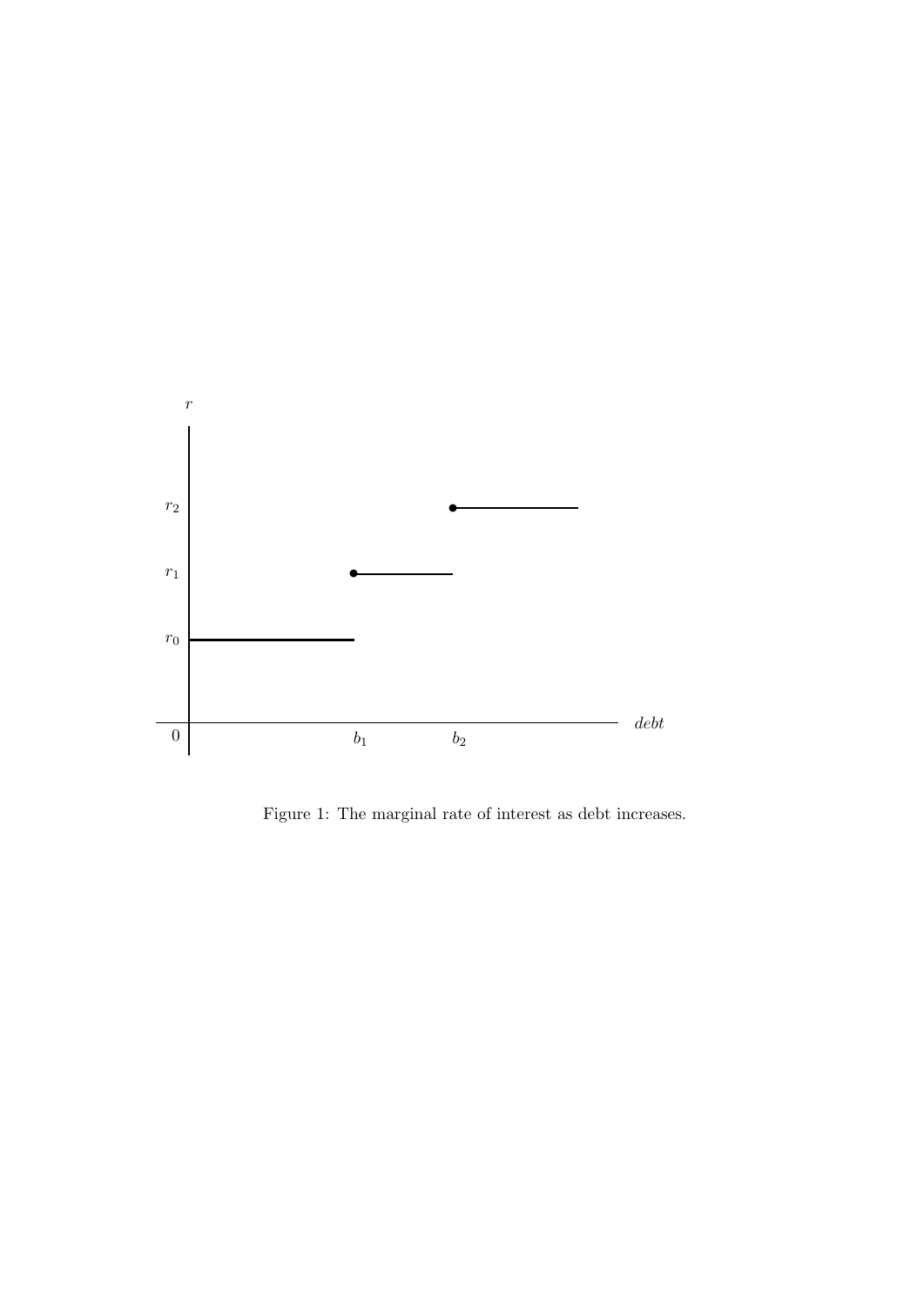Figure 1: The marginal rate of interest as debt increases.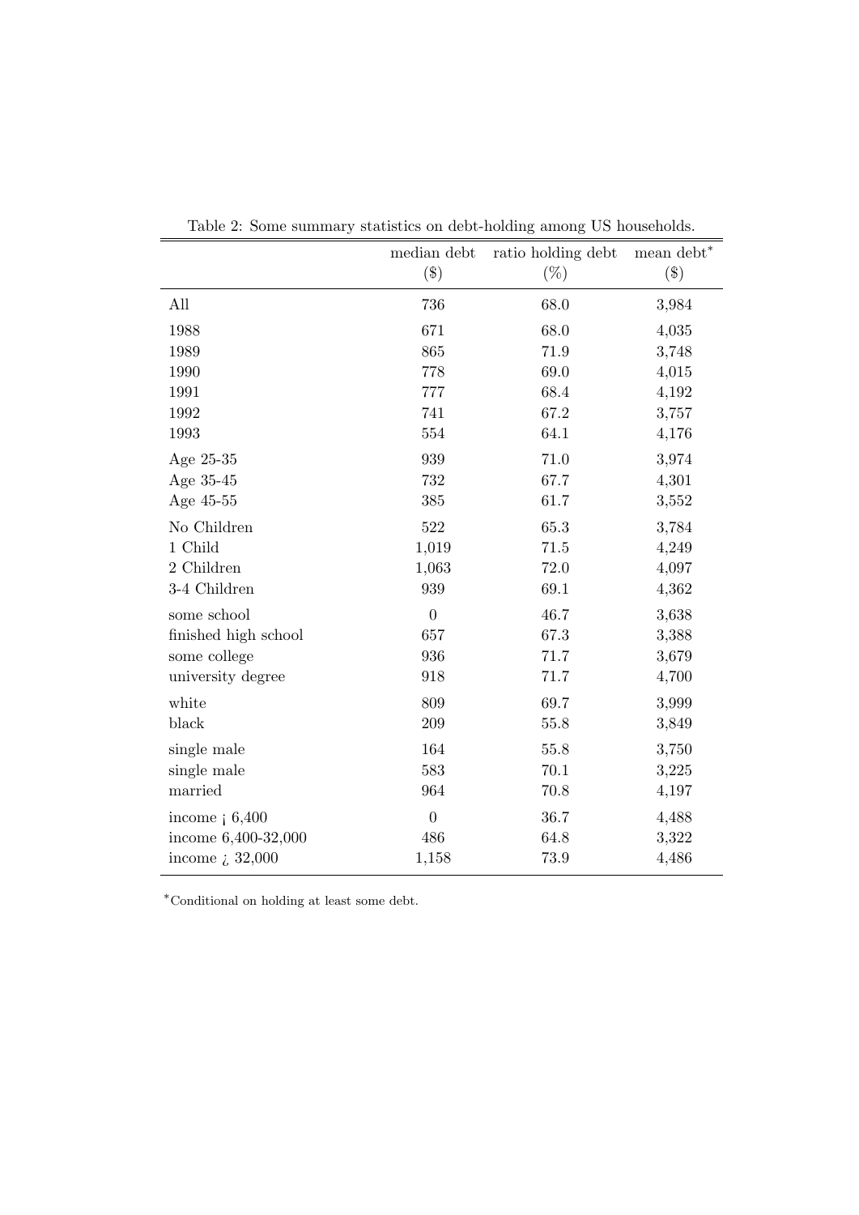Table 2: Some summary statistics on debt-holding among US households.

| | median debt ($) | ratio holding debt (%) | mean debt* ($) |
|---|---|---|---|
| All | 736 | 68.0 | 3,984 |
| 1988 | 671 | 68.0 | 4,035 |
| 1989 | 865 | 71.9 | 3,748 |
| 1990 | 778 | 69.0 | 4,015 |
| 1991 | 777 | 68.4 | 4,192 |
| 1992 | 741 | 67.2 | 3,757 |
| 1993 | 554 | 64.1 | 4,176 |
| Age 25-35 | 939 | 71.0 | 3,974 |
| Age 35-45 | 732 | 67.7 | 4,301 |
| Age 45-55 | 385 | 61.7 | 3,552 |
| No Children | 522 | 65.3 | 3,784 |
| 1 Child | 1,019 | 71.5 | 4,249 |
| 2 Children | 1,063 | 72.0 | 4,097 |
| 3-4 Children | 939 | 69.1 | 4,362 |
| some school | 0 | 46.7 | 3,638 |
| finished high school | 657 | 67.3 | 3,388 |
| some college | 936 | 71.7 | 3,679 |
| university degree | 918 | 71.7 | 4,700 |
| white | 809 | 69.7 | 3,999 |
| black | 209 | 55.8 | 3,849 |
| single male | 164 | 55.8 | 3,750 |
| single male | 583 | 70.1 | 3,225 |
| married | 964 | 70.8 | 4,197 |
| income ¡ 6,400 | 0 | 36.7 | 4,488 |
| income 6,400-32,000 | 486 | 64.8 | 3,322 |
| income ¿ 32,000 | 1,158 | 73.9 | 4,486 |

*Conditional on holding at least some debt.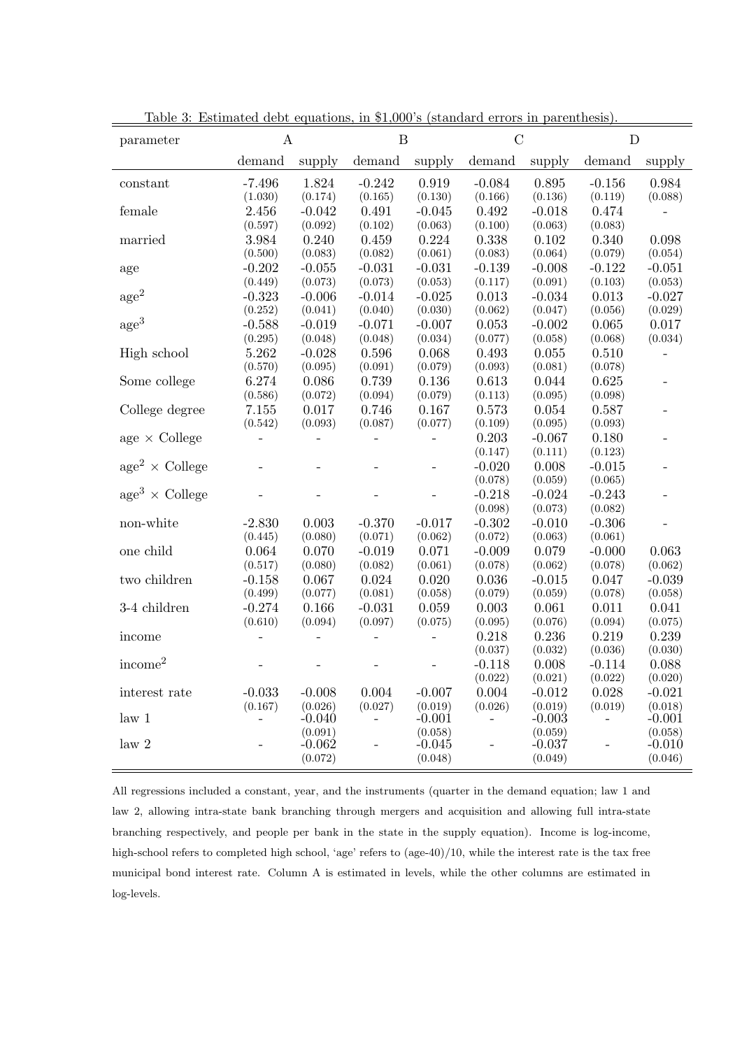Table 3: Estimated debt equations, in $1,000's (standard errors in parenthesis).

| parameter | A | | B | | C | | D | |
|---|---|---|---|---|---|---|---|---|
| | demand | supply | demand | supply | demand | supply | demand | supply |
| constant | -7.496 | 1.824 | -0.242 | 0.919 | -0.084 | 0.895 | -0.156 | 0.984 |
| | (1.030) | (0.174) | (0.165) | (0.130) | (0.166) | (0.136) | (0.119) | (0.088) |
| female | 2.456 | -0.042 | 0.491 | -0.045 | 0.492 | -0.018 | 0.474 | - |
| | (0.597) | (0.092) | (0.102) | (0.063) | (0.100) | (0.063) | (0.083) | |
| married | 3.984 | 0.240 | 0.459 | 0.224 | 0.338 | 0.102 | 0.340 | 0.098 |
| | (0.500) | (0.083) | (0.082) | (0.061) | (0.083) | (0.064) | (0.079) | (0.054) |
| age | -0.202 | -0.055 | -0.031 | -0.031 | -0.139 | -0.008 | -0.122 | -0.051 |
| | (0.449) | (0.073) | (0.073) | (0.053) | (0.117) | (0.091) | (0.103) | (0.053) |
| age$^2$ | -0.323 | -0.006 | -0.014 | -0.025 | 0.013 | -0.034 | 0.013 | -0.027 |
| | (0.252) | (0.041) | (0.040) | (0.030) | (0.062) | (0.047) | (0.056) | (0.029) |
| age$^3$ | -0.588 | -0.019 | -0.071 | -0.007 | 0.053 | -0.002 | 0.065 | 0.017 |
| | (0.295) | (0.048) | (0.048) | (0.034) | (0.077) | (0.058) | (0.068) | (0.034) |
| High school | 5.262 | -0.028 | 0.596 | 0.068 | 0.493 | 0.055 | 0.510 | - |
| | (0.570) | (0.095) | (0.091) | (0.079) | (0.093) | (0.081) | (0.078) | |
| Some college | 6.274 | 0.086 | 0.739 | 0.136 | 0.613 | 0.044 | 0.625 | - |
| | (0.586) | (0.072) | (0.094) | (0.079) | (0.113) | (0.095) | (0.098) | |
| College degree | 7.155 | 0.017 | 0.746 | 0.167 | 0.573 | 0.054 | 0.587 | - |
| | (0.542) | (0.093) | (0.087) | (0.077) | (0.109) | (0.095) | (0.093) | |
| age × College | - | - | - | - | 0.203 | -0.067 | 0.180 | - |
| | | | | | (0.147) | (0.111) | (0.123) | |
| age$^2$ × College | - | - | - | - | -0.020 | 0.008 | -0.015 | - |
| | | | | | (0.078) | (0.059) | (0.065) | |
| age$^3$ × College | - | - | - | - | -0.218 | -0.024 | -0.243 | - |
| | | | | | (0.098) | (0.073) | (0.082) | |
| non-white | -2.830 | 0.003 | -0.370 | -0.017 | -0.302 | -0.010 | -0.306 | - |
| | (0.445) | (0.080) | (0.071) | (0.062) | (0.072) | (0.063) | (0.061) | |
| one child | 0.064 | 0.070 | -0.019 | 0.071 | -0.009 | 0.079 | -0.000 | 0.063 |
| | (0.517) | (0.080) | (0.082) | (0.061) | (0.078) | (0.062) | (0.078) | (0.062) |
| two children | -0.158 | 0.067 | 0.024 | 0.020 | 0.036 | -0.015 | 0.047 | -0.039 |
| | (0.499) | (0.077) | (0.081) | (0.058) | (0.079) | (0.059) | (0.078) | (0.058) |
| 3-4 children | -0.274 | 0.166 | -0.031 | 0.059 | 0.003 | 0.061 | 0.011 | 0.041 |
| | (0.610) | (0.094) | (0.097) | (0.075) | (0.095) | (0.076) | (0.094) | (0.075) |
| income | - | - | - | - | 0.218 | 0.236 | 0.219 | 0.239 |
| | | | | | (0.037) | (0.032) | (0.036) | (0.030) |
| income$^2$ | - | - | - | - | -0.118 | 0.008 | -0.114 | 0.088 |
| | | | | | (0.022) | (0.021) | (0.022) | (0.020) |
| interest rate | -0.033 | -0.008 | 0.004 | -0.007 | 0.004 | -0.012 | 0.028 | -0.021 |
| | (0.167) | (0.026) | (0.027) | (0.019) | (0.026) | (0.019) | (0.019) | (0.018) |
| law 1 | - | -0.040 | - | -0.001 | - | -0.003 | - | -0.001 |
| | | (0.091) | | (0.058) | | (0.059) | | (0.058) |
| law 2 | - | -0.062 | - | -0.045 | - | -0.037 | - | -0.010 |
| | | (0.072) | | (0.048) | | (0.049) | | (0.046) |

All regressions included a constant, year, and the instruments (quarter in the demand equation; law 1 and law 2, allowing intra-state bank branching through mergers and acquisition and allowing full intra-state branching respectively, and people per bank in the state in the supply equation). Income is log-income, high-school refers to completed high school, 'age' refers to (age-40)/10, while the interest rate is the tax free municipal bond interest rate. Column A is estimated in levels, while the other columns are estimated in log-levels.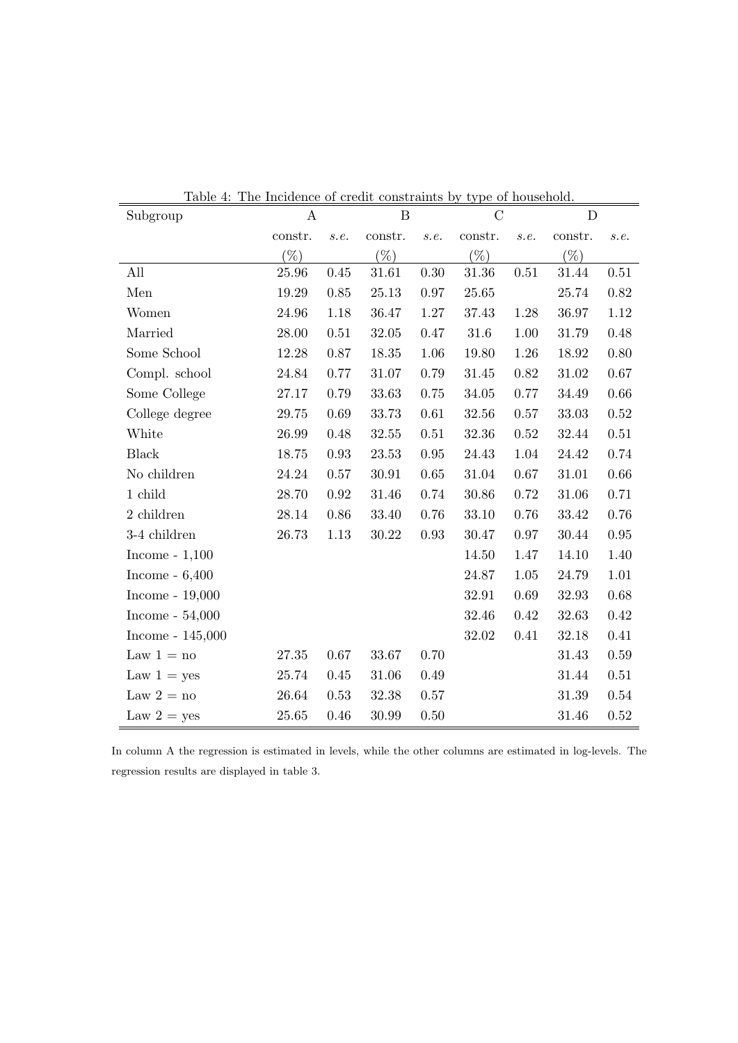Table 4: The Incidence of credit constraints by type of household.

| Subgroup | A | | B | | C | | D | |
|---|---|---|---|---|---|---|---|---|
| | constr. (%) | *s.e.* | constr. (%) | *s.e.* | constr. (%) | *s.e.* | constr. (%) | *s.e.* |
| All | 25.96 | 0.45 | 31.61 | 0.30 | 31.36 | 0.51 | 31.44 | 0.51 |
| Men | 19.29 | 0.85 | 25.13 | 0.97 | 25.65 | | 25.74 | 0.82 |
| Women | 24.96 | 1.18 | 36.47 | 1.27 | 37.43 | 1.28 | 36.97 | 1.12 |
| Married | 28.00 | 0.51 | 32.05 | 0.47 | 31.6 | 1.00 | 31.79 | 0.48 |
| Some School | 12.28 | 0.87 | 18.35 | 1.06 | 19.80 | 1.26 | 18.92 | 0.80 |
| Compl. school | 24.84 | 0.77 | 31.07 | 0.79 | 31.45 | 0.82 | 31.02 | 0.67 |
| Some College | 27.17 | 0.79 | 33.63 | 0.75 | 34.05 | 0.77 | 34.49 | 0.66 |
| College degree | 29.75 | 0.69 | 33.73 | 0.61 | 32.56 | 0.57 | 33.03 | 0.52 |
| White | 26.99 | 0.48 | 32.55 | 0.51 | 32.36 | 0.52 | 32.44 | 0.51 |
| Black | 18.75 | 0.93 | 23.53 | 0.95 | 24.43 | 1.04 | 24.42 | 0.74 |
| No children | 24.24 | 0.57 | 30.91 | 0.65 | 31.04 | 0.67 | 31.01 | 0.66 |
| 1 child | 28.70 | 0.92 | 31.46 | 0.74 | 30.86 | 0.72 | 31.06 | 0.71 |
| 2 children | 28.14 | 0.86 | 33.40 | 0.76 | 33.10 | 0.76 | 33.42 | 0.76 |
| 3-4 children | 26.73 | 1.13 | 30.22 | 0.93 | 30.47 | 0.97 | 30.44 | 0.95 |
| Income - 1,100 | | | | | 14.50 | 1.47 | 14.10 | 1.40 |
| Income - 6,400 | | | | | 24.87 | 1.05 | 24.79 | 1.01 |
| Income - 19,000 | | | | | 32.91 | 0.69 | 32.93 | 0.68 |
| Income - 54,000 | | | | | 32.46 | 0.42 | 32.63 | 0.42 |
| Income - 145,000 | | | | | 32.02 | 0.41 | 32.18 | 0.41 |
| Law 1 = no | 27.35 | 0.67 | 33.67 | 0.70 | | | 31.43 | 0.59 |
| Law 1 = yes | 25.74 | 0.45 | 31.06 | 0.49 | | | 31.44 | 0.51 |
| Law 2 = no | 26.64 | 0.53 | 32.38 | 0.57 | | | 31.39 | 0.54 |
| Law 2 = yes | 25.65 | 0.46 | 30.99 | 0.50 | | | 31.46 | 0.52 |

In column A the regression is estimated in levels, while the other columns are estimated in log-levels. The regression results are displayed in table 3.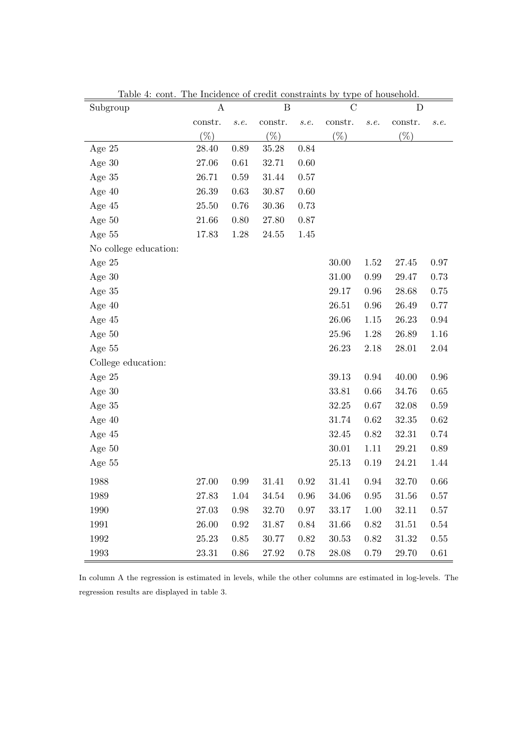Table 4: cont. The Incidence of credit constraints by type of household.

| Subgroup | A | | B | | C | | D | |
|---|---|---|---|---|---|---|---|---|
| | constr. (%) | *s.e.* | constr. (%) | *s.e.* | constr. (%) | *s.e.* | constr. (%) | *s.e.* |
| Age 25 | 28.40 | 0.89 | 35.28 | 0.84 | | | | |
| Age 30 | 27.06 | 0.61 | 32.71 | 0.60 | | | | |
| Age 35 | 26.71 | 0.59 | 31.44 | 0.57 | | | | |
| Age 40 | 26.39 | 0.63 | 30.87 | 0.60 | | | | |
| Age 45 | 25.50 | 0.76 | 30.36 | 0.73 | | | | |
| Age 50 | 21.66 | 0.80 | 27.80 | 0.87 | | | | |
| Age 55 | 17.83 | 1.28 | 24.55 | 1.45 | | | | |
| No college education: | | | | | | | | |
| Age 25 | | | | | 30.00 | 1.52 | 27.45 | 0.97 |
| Age 30 | | | | | 31.00 | 0.99 | 29.47 | 0.73 |
| Age 35 | | | | | 29.17 | 0.96 | 28.68 | 0.75 |
| Age 40 | | | | | 26.51 | 0.96 | 26.49 | 0.77 |
| Age 45 | | | | | 26.06 | 1.15 | 26.23 | 0.94 |
| Age 50 | | | | | 25.96 | 1.28 | 26.89 | 1.16 |
| Age 55 | | | | | 26.23 | 2.18 | 28.01 | 2.04 |
| College education: | | | | | | | | |
| Age 25 | | | | | 39.13 | 0.94 | 40.00 | 0.96 |
| Age 30 | | | | | 33.81 | 0.66 | 34.76 | 0.65 |
| Age 35 | | | | | 32.25 | 0.67 | 32.08 | 0.59 |
| Age 40 | | | | | 31.74 | 0.62 | 32.35 | 0.62 |
| Age 45 | | | | | 32.45 | 0.82 | 32.31 | 0.74 |
| Age 50 | | | | | 30.01 | 1.11 | 29.21 | 0.89 |
| Age 55 | | | | | 25.13 | 0.19 | 24.21 | 1.44 |
| 1988 | 27.00 | 0.99 | 31.41 | 0.92 | 31.41 | 0.94 | 32.70 | 0.66 |
| 1989 | 27.83 | 1.04 | 34.54 | 0.96 | 34.06 | 0.95 | 31.56 | 0.57 |
| 1990 | 27.03 | 0.98 | 32.70 | 0.97 | 33.17 | 1.00 | 32.11 | 0.57 |
| 1991 | 26.00 | 0.92 | 31.87 | 0.84 | 31.66 | 0.82 | 31.51 | 0.54 |
| 1992 | 25.23 | 0.85 | 30.77 | 0.82 | 30.53 | 0.82 | 31.32 | 0.55 |
| 1993 | 23.31 | 0.86 | 27.92 | 0.78 | 28.08 | 0.79 | 29.70 | 0.61 |

In column A the regression is estimated in levels, while the other columns are estimated in log-levels. The regression results are displayed in table 3.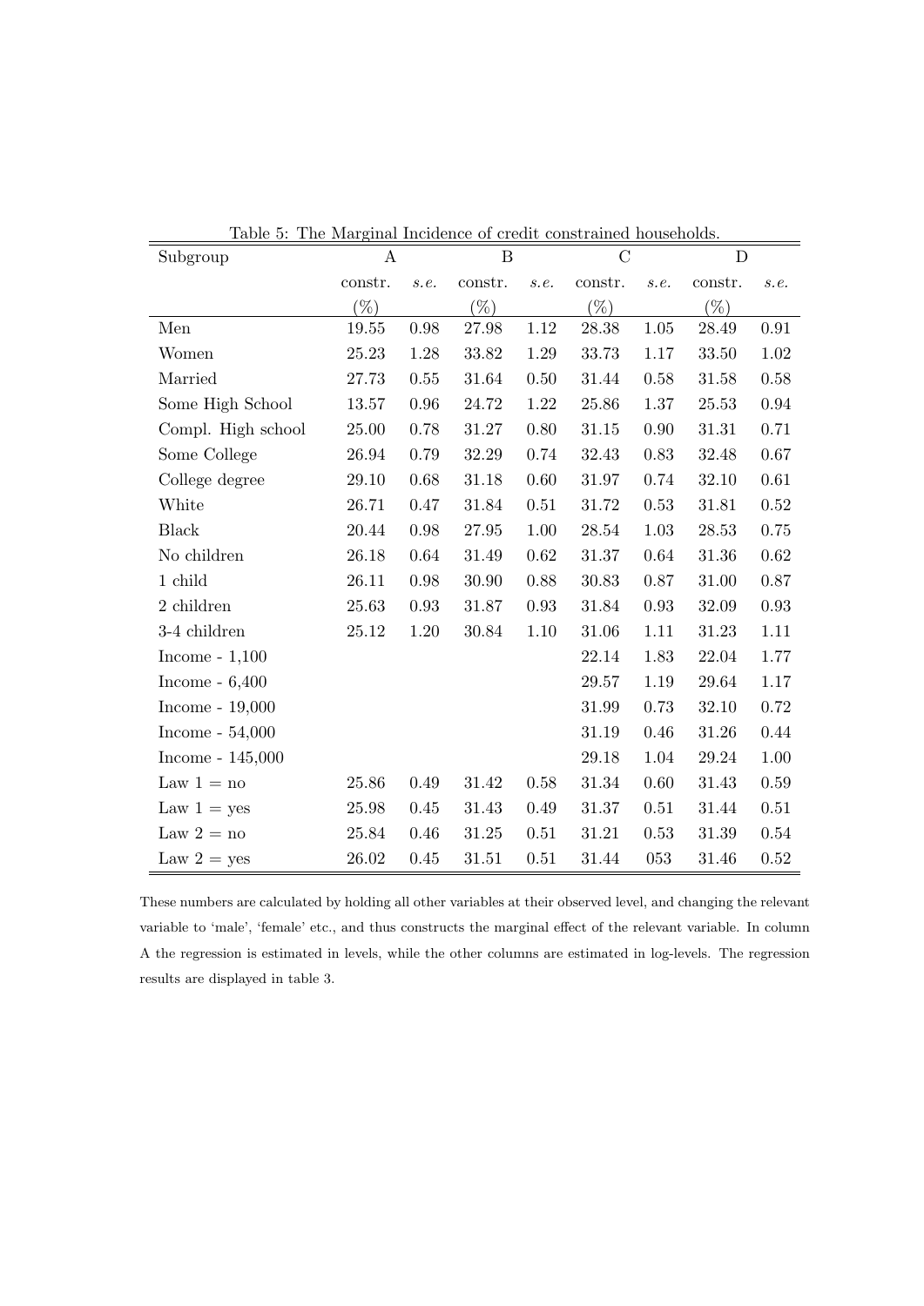Table 5: The Marginal Incidence of credit constrained households.

| Subgroup | A | | B | | C | | D | |
|---|---|---|---|---|---|---|---|---|
| | constr. (%) | *s.e.* | constr. (%) | *s.e.* | constr. (%) | *s.e.* | constr. (%) | *s.e.* |
| Men | 19.55 | 0.98 | 27.98 | 1.12 | 28.38 | 1.05 | 28.49 | 0.91 |
| Women | 25.23 | 1.28 | 33.82 | 1.29 | 33.73 | 1.17 | 33.50 | 1.02 |
| Married | 27.73 | 0.55 | 31.64 | 0.50 | 31.44 | 0.58 | 31.58 | 0.58 |
| Some High School | 13.57 | 0.96 | 24.72 | 1.22 | 25.86 | 1.37 | 25.53 | 0.94 |
| Compl. High school | 25.00 | 0.78 | 31.27 | 0.80 | 31.15 | 0.90 | 31.31 | 0.71 |
| Some College | 26.94 | 0.79 | 32.29 | 0.74 | 32.43 | 0.83 | 32.48 | 0.67 |
| College degree | 29.10 | 0.68 | 31.18 | 0.60 | 31.97 | 0.74 | 32.10 | 0.61 |
| White | 26.71 | 0.47 | 31.84 | 0.51 | 31.72 | 0.53 | 31.81 | 0.52 |
| Black | 20.44 | 0.98 | 27.95 | 1.00 | 28.54 | 1.03 | 28.53 | 0.75 |
| No children | 26.18 | 0.64 | 31.49 | 0.62 | 31.37 | 0.64 | 31.36 | 0.62 |
| 1 child | 26.11 | 0.98 | 30.90 | 0.88 | 30.83 | 0.87 | 31.00 | 0.87 |
| 2 children | 25.63 | 0.93 | 31.87 | 0.93 | 31.84 | 0.93 | 32.09 | 0.93 |
| 3-4 children | 25.12 | 1.20 | 30.84 | 1.10 | 31.06 | 1.11 | 31.23 | 1.11 |
| Income - 1,100 | | | | | 22.14 | 1.83 | 22.04 | 1.77 |
| Income - 6,400 | | | | | 29.57 | 1.19 | 29.64 | 1.17 |
| Income - 19,000 | | | | | 31.99 | 0.73 | 32.10 | 0.72 |
| Income - 54,000 | | | | | 31.19 | 0.46 | 31.26 | 0.44 |
| Income - 145,000 | | | | | 29.18 | 1.04 | 29.24 | 1.00 |
| Law 1 = no | 25.86 | 0.49 | 31.42 | 0.58 | 31.34 | 0.60 | 31.43 | 0.59 |
| Law 1 = yes | 25.98 | 0.45 | 31.43 | 0.49 | 31.37 | 0.51 | 31.44 | 0.51 |
| Law 2 = no | 25.84 | 0.46 | 31.25 | 0.51 | 31.21 | 0.53 | 31.39 | 0.54 |
| Law 2 = yes | 26.02 | 0.45 | 31.51 | 0.51 | 31.44 | 053 | 31.46 | 0.52 |

These numbers are calculated by holding all other variables at their observed level, and changing the relevant variable to 'male', 'female' etc., and thus constructs the marginal effect of the relevant variable. In column A the regression is estimated in levels, while the other columns are estimated in log-levels. The regression results are displayed in table 3.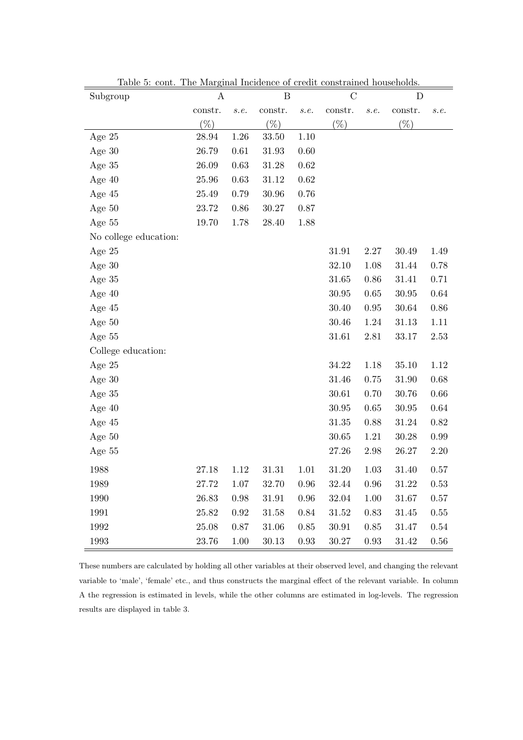Table 5: cont. The Marginal Incidence of credit constrained households.

| Subgroup | A | | B | | C | | D | |
|---|---|---|---|---|---|---|---|---|
| | constr. (%) | *s.e.* | constr. (%) | *s.e.* | constr. (%) | *s.e.* | constr. (%) | *s.e.* |
| Age 25 | 28.94 | 1.26 | 33.50 | 1.10 | | | | |
| Age 30 | 26.79 | 0.61 | 31.93 | 0.60 | | | | |
| Age 35 | 26.09 | 0.63 | 31.28 | 0.62 | | | | |
| Age 40 | 25.96 | 0.63 | 31.12 | 0.62 | | | | |
| Age 45 | 25.49 | 0.79 | 30.96 | 0.76 | | | | |
| Age 50 | 23.72 | 0.86 | 30.27 | 0.87 | | | | |
| Age 55 | 19.70 | 1.78 | 28.40 | 1.88 | | | | |
| No college education: | | | | | | | | |
| Age 25 | | | | | 31.91 | 2.27 | 30.49 | 1.49 |
| Age 30 | | | | | 32.10 | 1.08 | 31.44 | 0.78 |
| Age 35 | | | | | 31.65 | 0.86 | 31.41 | 0.71 |
| Age 40 | | | | | 30.95 | 0.65 | 30.95 | 0.64 |
| Age 45 | | | | | 30.40 | 0.95 | 30.64 | 0.86 |
| Age 50 | | | | | 30.46 | 1.24 | 31.13 | 1.11 |
| Age 55 | | | | | 31.61 | 2.81 | 33.17 | 2.53 |
| College education: | | | | | | | | |
| Age 25 | | | | | 34.22 | 1.18 | 35.10 | 1.12 |
| Age 30 | | | | | 31.46 | 0.75 | 31.90 | 0.68 |
| Age 35 | | | | | 30.61 | 0.70 | 30.76 | 0.66 |
| Age 40 | | | | | 30.95 | 0.65 | 30.95 | 0.64 |
| Age 45 | | | | | 31.35 | 0.88 | 31.24 | 0.82 |
| Age 50 | | | | | 30.65 | 1.21 | 30.28 | 0.99 |
| Age 55 | | | | | 27.26 | 2.98 | 26.27 | 2.20 |
| 1988 | 27.18 | 1.12 | 31.31 | 1.01 | 31.20 | 1.03 | 31.40 | 0.57 |
| 1989 | 27.72 | 1.07 | 32.70 | 0.96 | 32.44 | 0.96 | 31.22 | 0.53 |
| 1990 | 26.83 | 0.98 | 31.91 | 0.96 | 32.04 | 1.00 | 31.67 | 0.57 |
| 1991 | 25.82 | 0.92 | 31.58 | 0.84 | 31.52 | 0.83 | 31.45 | 0.55 |
| 1992 | 25.08 | 0.87 | 31.06 | 0.85 | 30.91 | 0.85 | 31.47 | 0.54 |
| 1993 | 23.76 | 1.00 | 30.13 | 0.93 | 30.27 | 0.93 | 31.42 | 0.56 |

These numbers are calculated by holding all other variables at their observed level, and changing the relevant variable to 'male', 'female' etc., and thus constructs the marginal effect of the relevant variable. In column A the regression is estimated in levels, while the other columns are estimated in log-levels. The regression results are displayed in table 3.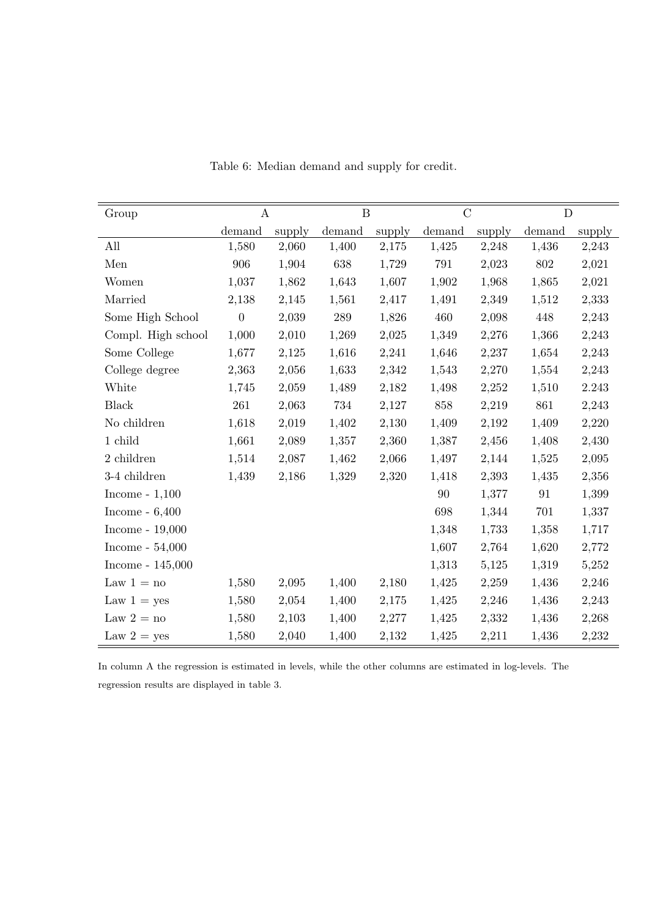Table 6: Median demand and supply for credit.

| Group | A | | B | | C | | D | |
|---|---|---|---|---|---|---|---|---|
| | demand | supply | demand | supply | demand | supply | demand | supply |
| All | 1,580 | 2,060 | 1,400 | 2,175 | 1,425 | 2,248 | 1,436 | 2,243 |
| Men | 906 | 1,904 | 638 | 1,729 | 791 | 2,023 | 802 | 2,021 |
| Women | 1,037 | 1,862 | 1,643 | 1,607 | 1,902 | 1,968 | 1,865 | 2,021 |
| Married | 2,138 | 2,145 | 1,561 | 2,417 | 1,491 | 2,349 | 1,512 | 2,333 |
| Some High School | 0 | 2,039 | 289 | 1,826 | 460 | 2,098 | 448 | 2,243 |
| Compl. High school | 1,000 | 2,010 | 1,269 | 2,025 | 1,349 | 2,276 | 1,366 | 2,243 |
| Some College | 1,677 | 2,125 | 1,616 | 2,241 | 1,646 | 2,237 | 1,654 | 2,243 |
| College degree | 2,363 | 2,056 | 1,633 | 2,342 | 1,543 | 2,270 | 1,554 | 2,243 |
| White | 1,745 | 2,059 | 1,489 | 2,182 | 1,498 | 2,252 | 1,510 | 2.243 |
| Black | 261 | 2,063 | 734 | 2,127 | 858 | 2,219 | 861 | 2,243 |
| No children | 1,618 | 2,019 | 1,402 | 2,130 | 1,409 | 2,192 | 1,409 | 2,220 |
| 1 child | 1,661 | 2,089 | 1,357 | 2,360 | 1,387 | 2,456 | 1,408 | 2,430 |
| 2 children | 1,514 | 2,087 | 1,462 | 2,066 | 1,497 | 2,144 | 1,525 | 2,095 |
| 3-4 children | 1,439 | 2,186 | 1,329 | 2,320 | 1,418 | 2,393 | 1,435 | 2,356 |
| Income - 1,100 | | | | | 90 | 1,377 | 91 | 1,399 |
| Income - 6,400 | | | | | 698 | 1,344 | 701 | 1,337 |
| Income - 19,000 | | | | | 1,348 | 1,733 | 1,358 | 1,717 |
| Income - 54,000 | | | | | 1,607 | 2,764 | 1,620 | 2,772 |
| Income - 145,000 | | | | | 1,313 | 5,125 | 1,319 | 5,252 |
| Law 1 = no | 1,580 | 2,095 | 1,400 | 2,180 | 1,425 | 2,259 | 1,436 | 2,246 |
| Law 1 = yes | 1,580 | 2,054 | 1,400 | 2,175 | 1,425 | 2,246 | 1,436 | 2,243 |
| Law 2 = no | 1,580 | 2,103 | 1,400 | 2,277 | 1,425 | 2,332 | 1,436 | 2,268 |
| Law 2 = yes | 1,580 | 2,040 | 1,400 | 2,132 | 1,425 | 2,211 | 1,436 | 2,232 |

In column A the regression is estimated in levels, while the other columns are estimated in log-levels. The regression results are displayed in table 3.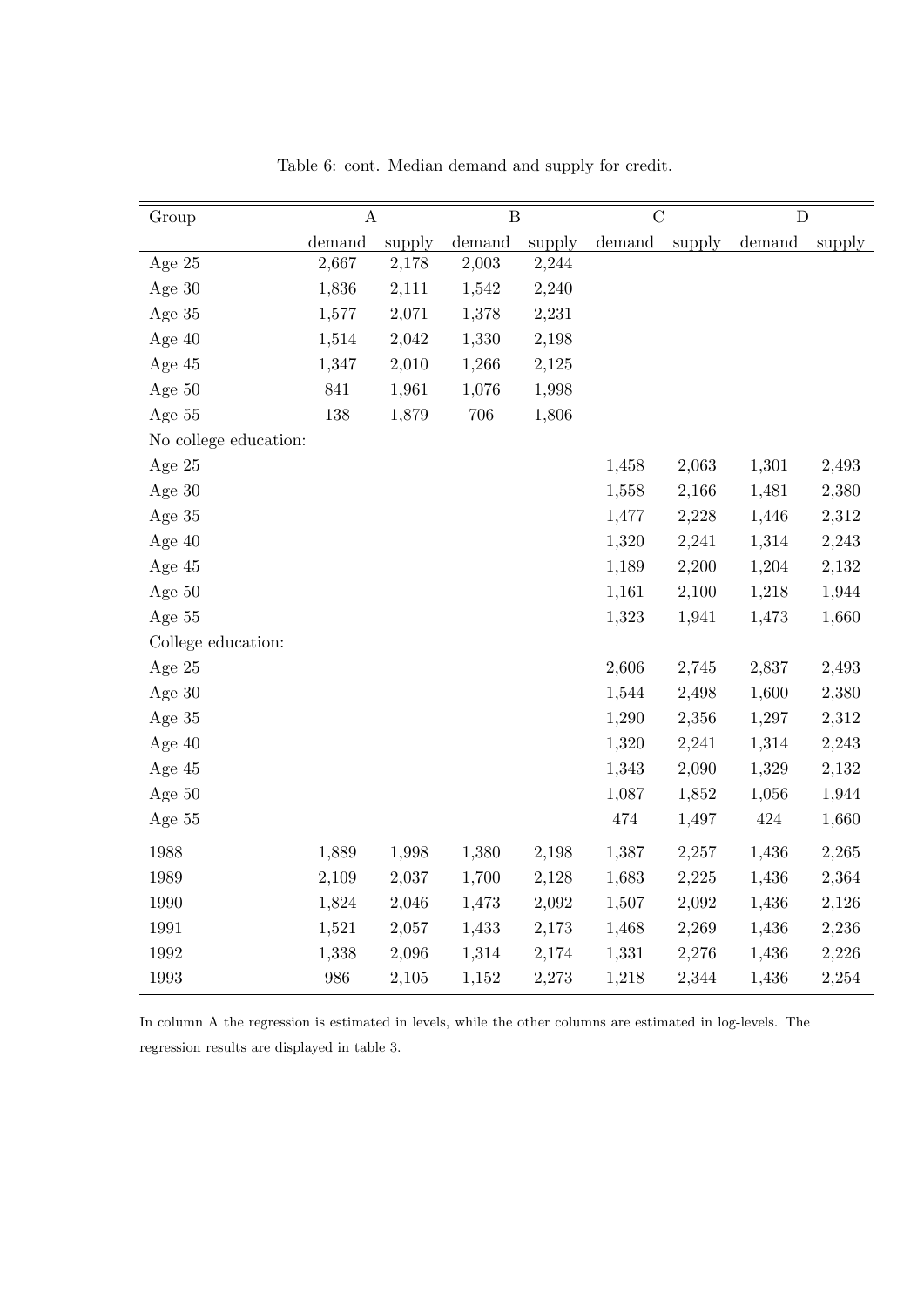Table 6: cont. Median demand and supply for credit.

| Group | A | | B | | C | | D | |
|---|---|---|---|---|---|---|---|---|
| | demand | supply | demand | supply | demand | supply | demand | supply |
| Age 25 | 2,667 | 2,178 | 2,003 | 2,244 | | | | |
| Age 30 | 1,836 | 2,111 | 1,542 | 2,240 | | | | |
| Age 35 | 1,577 | 2,071 | 1,378 | 2,231 | | | | |
| Age 40 | 1,514 | 2,042 | 1,330 | 2,198 | | | | |
| Age 45 | 1,347 | 2,010 | 1,266 | 2,125 | | | | |
| Age 50 | 841 | 1,961 | 1,076 | 1,998 | | | | |
| Age 55 | 138 | 1,879 | 706 | 1,806 | | | | |
| No college education: | | | | | | | | |
| Age 25 | | | | | 1,458 | 2,063 | 1,301 | 2,493 |
| Age 30 | | | | | 1,558 | 2,166 | 1,481 | 2,380 |
| Age 35 | | | | | 1,477 | 2,228 | 1,446 | 2,312 |
| Age 40 | | | | | 1,320 | 2,241 | 1,314 | 2,243 |
| Age 45 | | | | | 1,189 | 2,200 | 1,204 | 2,132 |
| Age 50 | | | | | 1,161 | 2,100 | 1,218 | 1,944 |
| Age 55 | | | | | 1,323 | 1,941 | 1,473 | 1,660 |
| College education: | | | | | | | | |
| Age 25 | | | | | 2,606 | 2,745 | 2,837 | 2,493 |
| Age 30 | | | | | 1,544 | 2,498 | 1,600 | 2,380 |
| Age 35 | | | | | 1,290 | 2,356 | 1,297 | 2,312 |
| Age 40 | | | | | 1,320 | 2,241 | 1,314 | 2,243 |
| Age 45 | | | | | 1,343 | 2,090 | 1,329 | 2,132 |
| Age 50 | | | | | 1,087 | 1,852 | 1,056 | 1,944 |
| Age 55 | | | | | 474 | 1,497 | 424 | 1,660 |
| 1988 | 1,889 | 1,998 | 1,380 | 2,198 | 1,387 | 2,257 | 1,436 | 2,265 |
| 1989 | 2,109 | 2,037 | 1,700 | 2,128 | 1,683 | 2,225 | 1,436 | 2,364 |
| 1990 | 1,824 | 2,046 | 1,473 | 2,092 | 1,507 | 2,092 | 1,436 | 2,126 |
| 1991 | 1,521 | 2,057 | 1,433 | 2,173 | 1,468 | 2,269 | 1,436 | 2,236 |
| 1992 | 1,338 | 2,096 | 1,314 | 2,174 | 1,331 | 2,276 | 1,436 | 2,226 |
| 1993 | 986 | 2,105 | 1,152 | 2,273 | 1,218 | 2,344 | 1,436 | 2,254 |

In column A the regression is estimated in levels, while the other columns are estimated in log-levels. The regression results are displayed in table 3.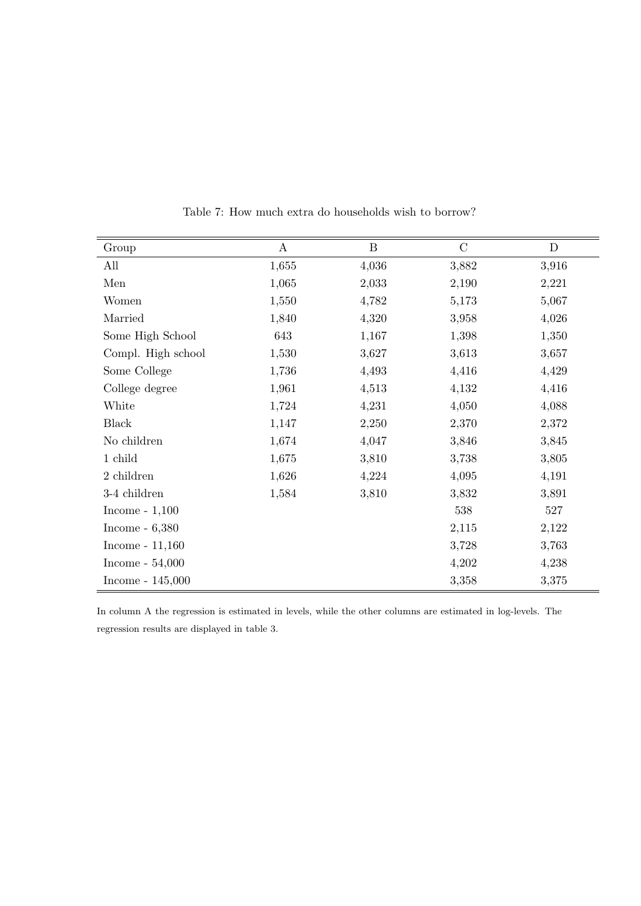Table 7: How much extra do households wish to borrow?

| Group | A | B | C | D |
|---|---|---|---|---|
| All | 1,655 | 4,036 | 3,882 | 3,916 |
| Men | 1,065 | 2,033 | 2,190 | 2,221 |
| Women | 1,550 | 4,782 | 5,173 | 5,067 |
| Married | 1,840 | 4,320 | 3,958 | 4,026 |
| Some High School | 643 | 1,167 | 1,398 | 1,350 |
| Compl. High school | 1,530 | 3,627 | 3,613 | 3,657 |
| Some College | 1,736 | 4,493 | 4,416 | 4,429 |
| College degree | 1,961 | 4,513 | 4,132 | 4,416 |
| White | 1,724 | 4,231 | 4,050 | 4,088 |
| Black | 1,147 | 2,250 | 2,370 | 2,372 |
| No children | 1,674 | 4,047 | 3,846 | 3,845 |
| 1 child | 1,675 | 3,810 | 3,738 | 3,805 |
| 2 children | 1,626 | 4,224 | 4,095 | 4,191 |
| 3-4 children | 1,584 | 3,810 | 3,832 | 3,891 |
| Income - 1,100 | | | 538 | 527 |
| Income - 6,380 | | | 2,115 | 2,122 |
| Income - 11,160 | | | 3,728 | 3,763 |
| Income - 54,000 | | | 4,202 | 4,238 |
| Income - 145,000 | | | 3,358 | 3,375 |

In column A the regression is estimated in levels, while the other columns are estimated in log-levels. The regression results are displayed in table 3.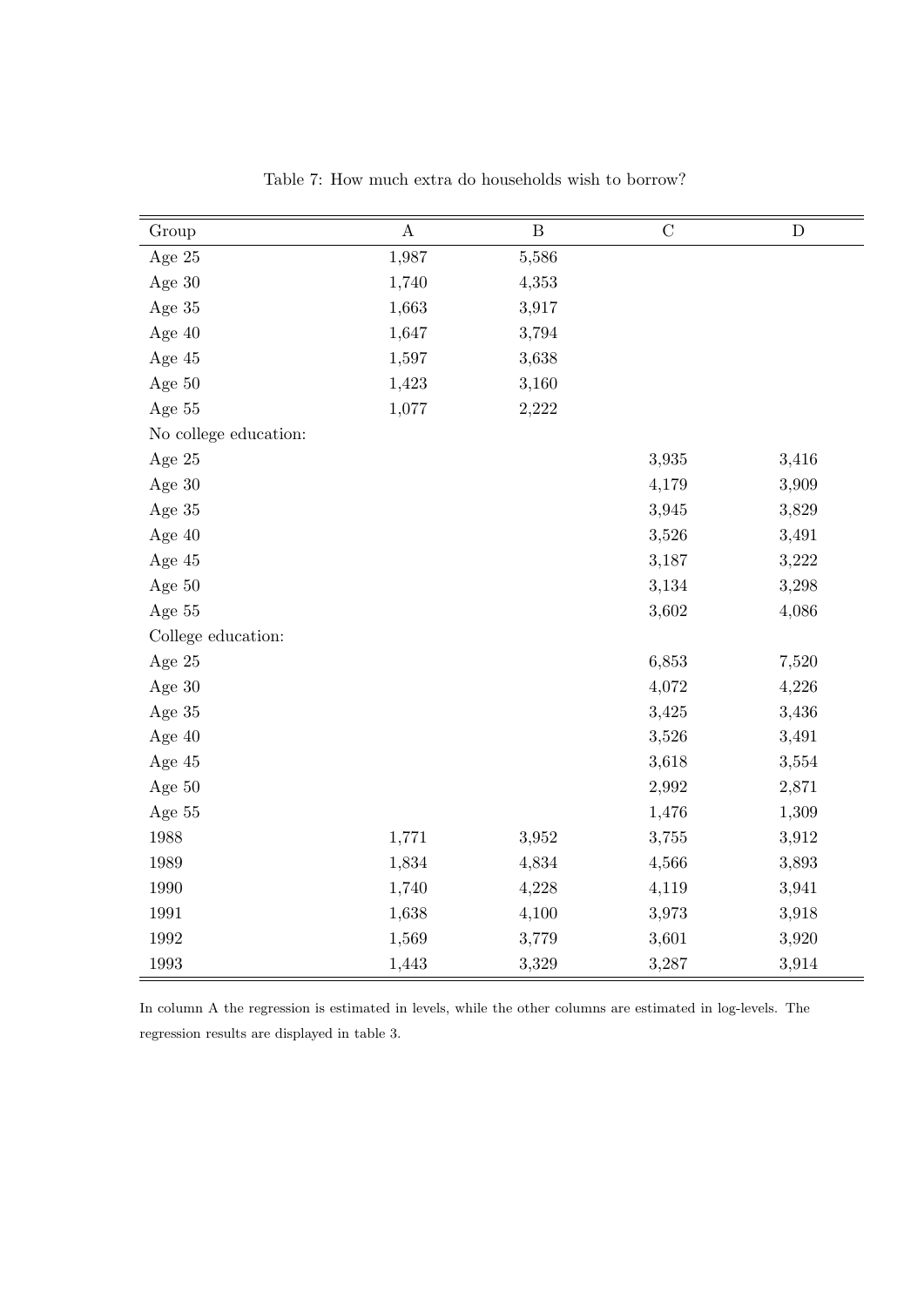Table 7: How much extra do households wish to borrow?

| Group | A | B | C | D |
|---|---|---|---|---|
| Age 25 | 1,987 | 5,586 | | |
| Age 30 | 1,740 | 4,353 | | |
| Age 35 | 1,663 | 3,917 | | |
| Age 40 | 1,647 | 3,794 | | |
| Age 45 | 1,597 | 3,638 | | |
| Age 50 | 1,423 | 3,160 | | |
| Age 55 | 1,077 | 2,222 | | |
| No college education: | | | | |
| Age 25 | | | 3,935 | 3,416 |
| Age 30 | | | 4,179 | 3,909 |
| Age 35 | | | 3,945 | 3,829 |
| Age 40 | | | 3,526 | 3,491 |
| Age 45 | | | 3,187 | 3,222 |
| Age 50 | | | 3,134 | 3,298 |
| Age 55 | | | 3,602 | 4,086 |
| College education: | | | | |
| Age 25 | | | 6,853 | 7,520 |
| Age 30 | | | 4,072 | 4,226 |
| Age 35 | | | 3,425 | 3,436 |
| Age 40 | | | 3,526 | 3,491 |
| Age 45 | | | 3,618 | 3,554 |
| Age 50 | | | 2,992 | 2,871 |
| Age 55 | | | 1,476 | 1,309 |
| 1988 | 1,771 | 3,952 | 3,755 | 3,912 |
| 1989 | 1,834 | 4,834 | 4,566 | 3,893 |
| 1990 | 1,740 | 4,228 | 4,119 | 3,941 |
| 1991 | 1,638 | 4,100 | 3,973 | 3,918 |
| 1992 | 1,569 | 3,779 | 3,601 | 3,920 |
| 1993 | 1,443 | 3,329 | 3,287 | 3,914 |

In column A the regression is estimated in levels, while the other columns are estimated in log-levels. The regression results are displayed in table 3.